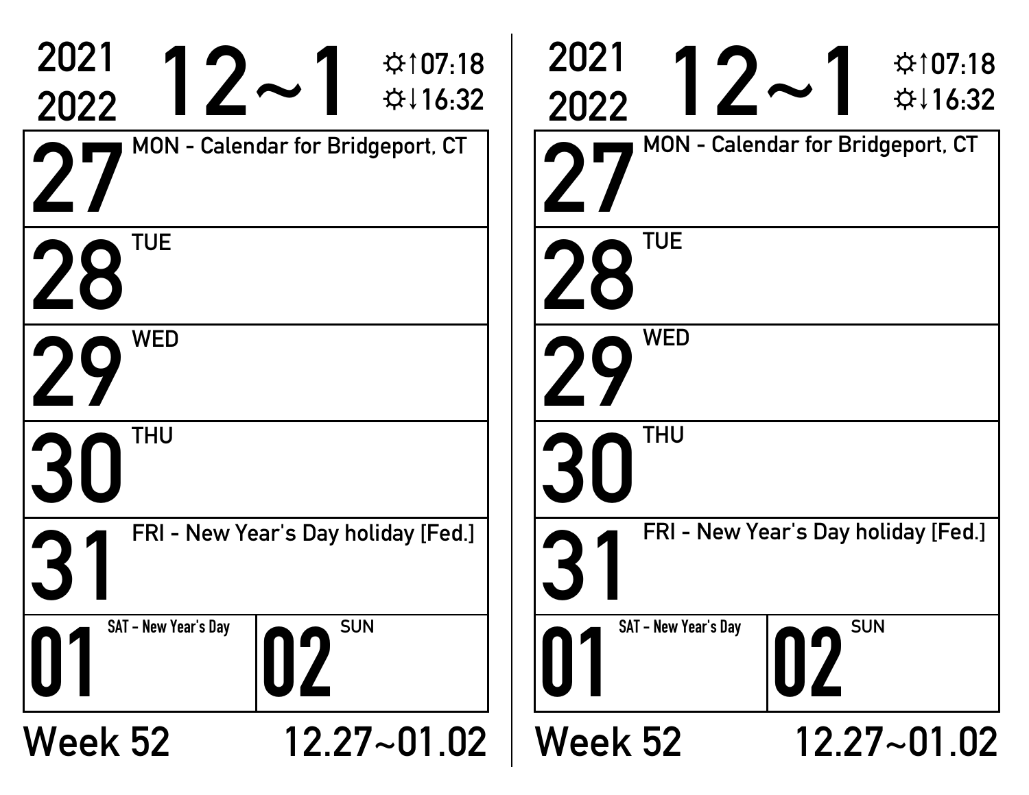2021
2022

# 12~1

☼↑07:18
☼↓16:32

| | |
|---|---|
| 27 | MON - Calendar for Bridgeport, CT |
| 28 | TUE |
| 29 | WED |
| 30 | THU |
| 31 | FRI - New Year's Day holiday [Fed.] |
| 01 | SAT - New Year's Day |
| 02 | SUN |

Week 52 12.27~01.02

2021
2022

# 12~1

☼↑07:18
☼↓16:32

| | |
|---|---|
| 27 | MON - Calendar for Bridgeport, CT |
| 28 | TUE |
| 29 | WED |
| 30 | THU |
| 31 | FRI - New Year's Day holiday [Fed.] |
| 01 | SAT - New Year's Day |
| 02 | SUN |

Week 52 12.27~01.02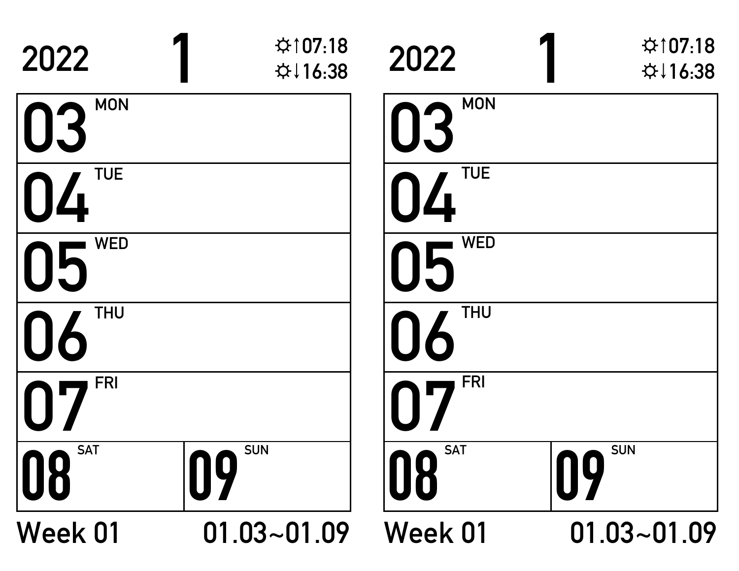2022 **1** ☼↑07:18 ☼↓16:38

| 03 MON | |
|---|---|
| 04 TUE | |
| 05 WED | |
| 06 THU | |
| 07 FRI | |
| 08 SAT | 09 SUN |

Week 01 01.03~01.09

2022 **1** ☼↑07:18 ☼↓16:38

| 03 MON | |
|---|---|
| 04 TUE | |
| 05 WED | |
| 06 THU | |
| 07 FRI | |
| 08 SAT | 09 SUN |

Week 01 01.03~01.09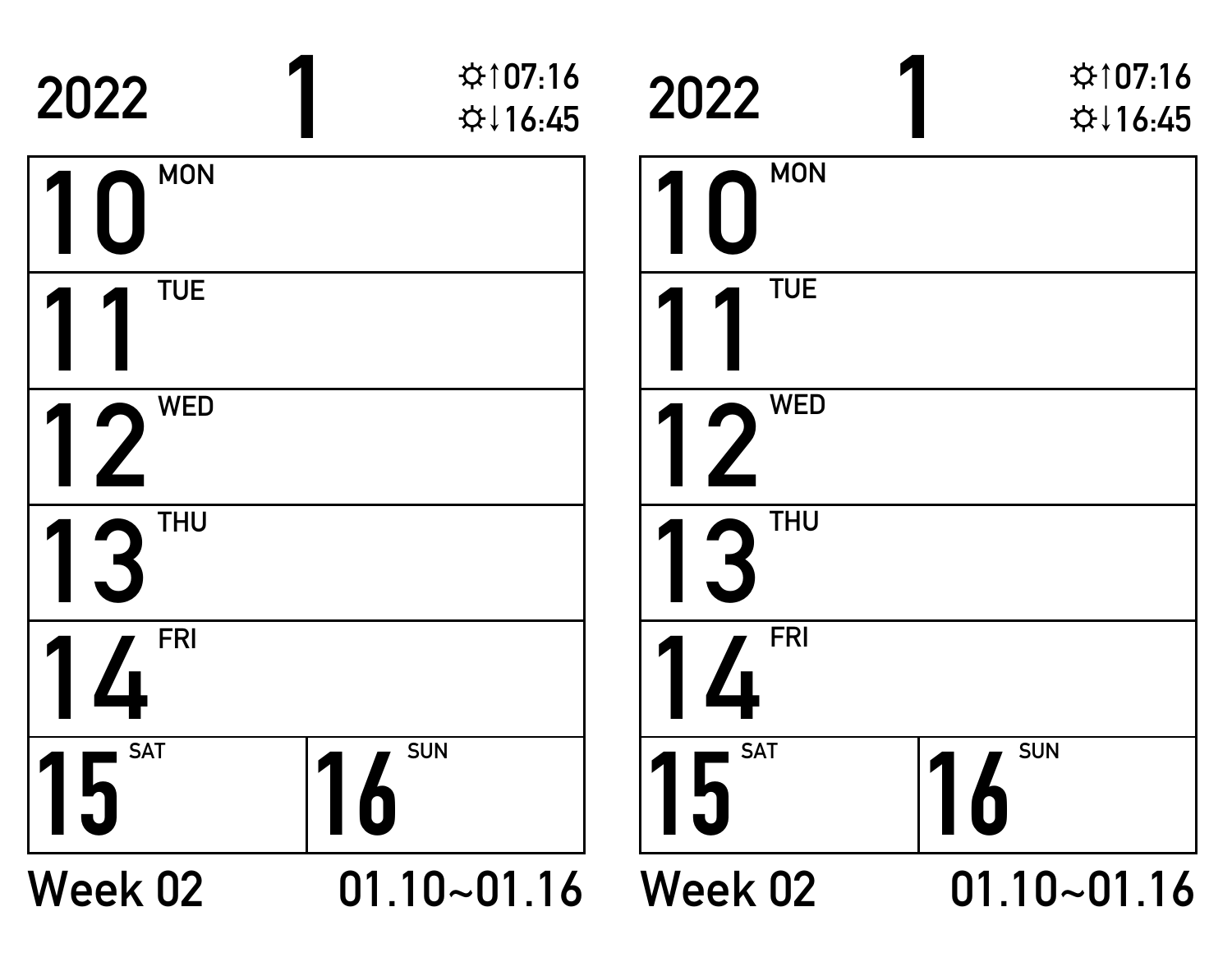2022 **1** ☼↑07:16 ☼↓16:45

| | |
|---|---|
| **10** MON | |
| **11** TUE | |
| **12** WED | |
| **13** THU | |
| **14** FRI | |
| **15** SAT | **16** SUN |

Week 02 01.10~01.16

2022 **1** ☼↑07:16 ☼↓16:45

| | |
|---|---|
| **10** MON | |
| **11** TUE | |
| **12** WED | |
| **13** THU | |
| **14** FRI | |
| **15** SAT | **16** SUN |

Week 02 01.10~01.16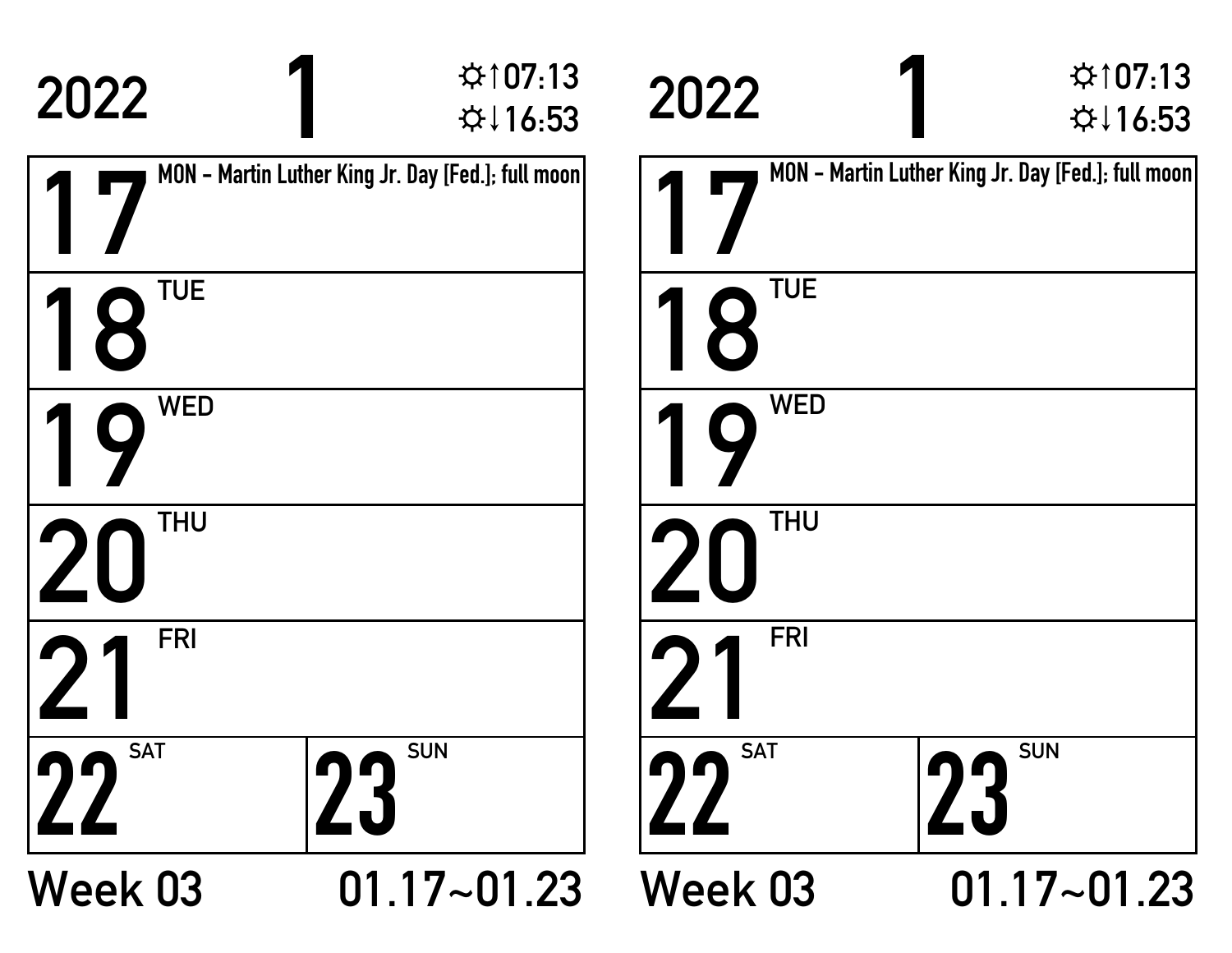2022 **1** ☼↑07:13 ☼↓16:53

| | |
|---|---|
| **17** MON – Martin Luther King Jr. Day [Fed.]; full moon | |
| **18** TUE | |
| **19** WED | |
| **20** THU | |
| **21** FRI | |
| **22** SAT | **23** SUN |

Week 03 01.17~01.23

2022 **1** ☼↑07:13 ☼↓16:53

| | |
|---|---|
| **17** MON – Martin Luther King Jr. Day [Fed.]; full moon | |
| **18** TUE | |
| **19** WED | |
| **20** THU | |
| **21** FRI | |
| **22** SAT | **23** SUN |

Week 03 01.17~01.23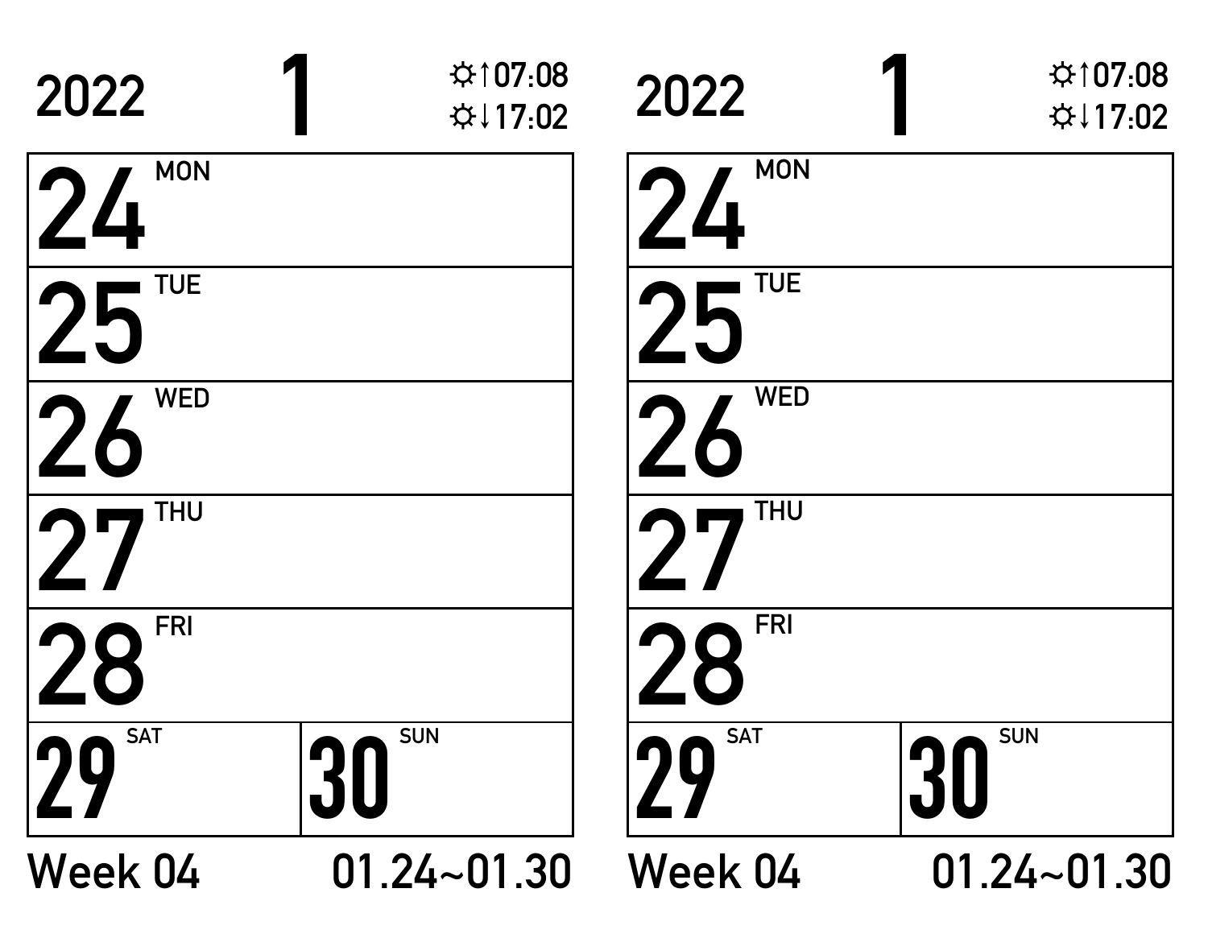2022 **1** ☼↑07:08 ☼↓17:02

| | |
|---|---|
| **24** MON | |
| **25** TUE | |
| **26** WED | |
| **27** THU | |
| **28** FRI | |
| **29** SAT | **30** SUN |

Week 04 01.24~01.30

2022 **1** ☼↑07:08 ☼↓17:02

| | |
|---|---|
| **24** MON | |
| **25** TUE | |
| **26** WED | |
| **27** THU | |
| **28** FRI | |
| **29** SAT | **30** SUN |

Week 04 01.24~01.30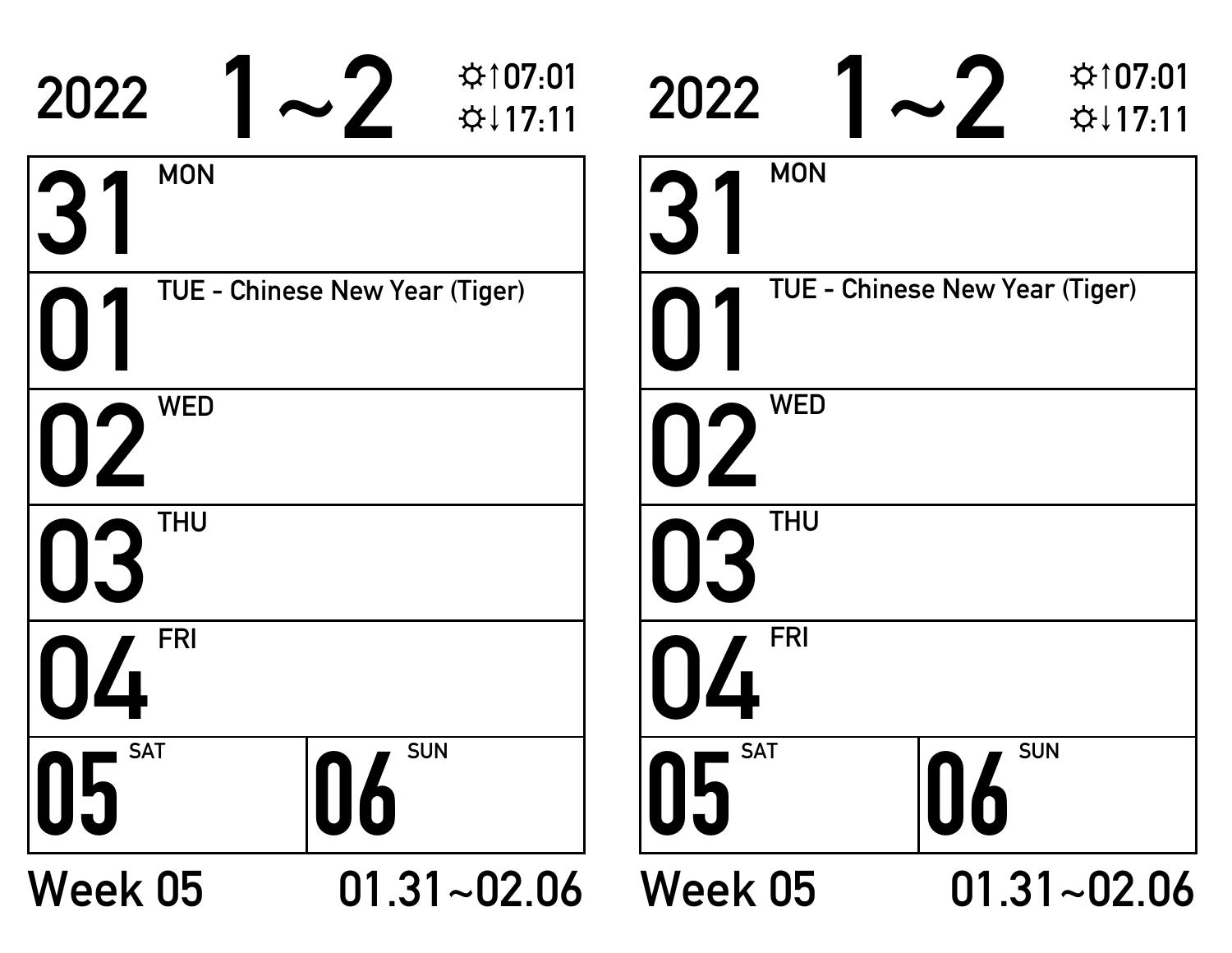2022 **1~2** ☼↑07:01 ☼↓17:11

| | |
|---|---|
| **31** MON | |
| **01** TUE - Chinese New Year (Tiger) | |
| **02** WED | |
| **03** THU | |
| **04** FRI | |
| **05** SAT | **06** SUN |

Week 05 01.31~02.06

2022 **1~2** ☼↑07:01 ☼↓17:11

| | |
|---|---|
| **31** MON | |
| **01** TUE - Chinese New Year (Tiger) | |
| **02** WED | |
| **03** THU | |
| **04** FRI | |
| **05** SAT | **06** SUN |

Week 05 01.31~02.06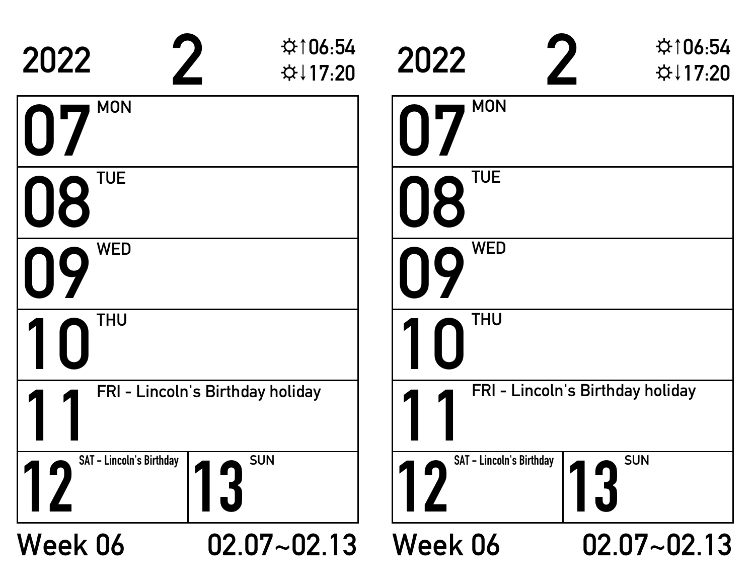2022 **2** ☼↑06:54 ☼↓17:20

| | |
|---|---|
| **07** MON | |
| **08** TUE | |
| **09** WED | |
| **10** THU | |
| **11** FRI - Lincoln's Birthday holiday | |
| **12** SAT - Lincoln's Birthday | **13** SUN |

Week 06 02.07~02.13

2022 **2** ☼↑06:54 ☼↓17:20

| | |
|---|---|
| **07** MON | |
| **08** TUE | |
| **09** WED | |
| **10** THU | |
| **11** FRI - Lincoln's Birthday holiday | |
| **12** SAT - Lincoln's Birthday | **13** SUN |

Week 06 02.07~02.13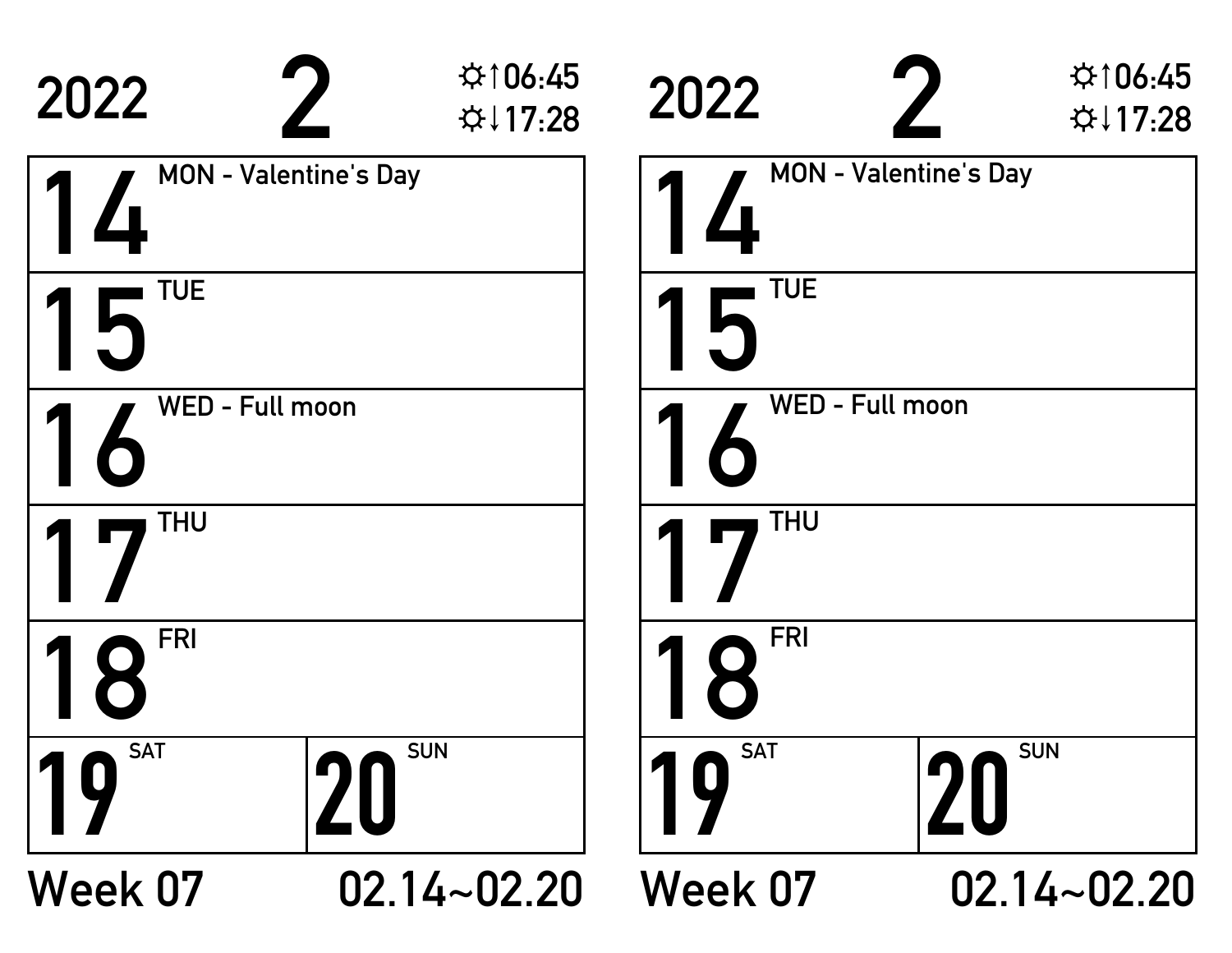2022 **2** ☼↑06:45 ☼↓17:28

| | |
|---|---|
| **14** MON - Valentine's Day | |
| **15** TUE | |
| **16** WED - Full moon | |
| **17** THU | |
| **18** FRI | |
| **19** SAT | **20** SUN |

Week 07 02.14~02.20

2022 **2** ☼↑06:45 ☼↓17:28

| | |
|---|---|
| **14** MON - Valentine's Day | |
| **15** TUE | |
| **16** WED - Full moon | |
| **17** THU | |
| **18** FRI | |
| **19** SAT | **20** SUN |

Week 07 02.14~02.20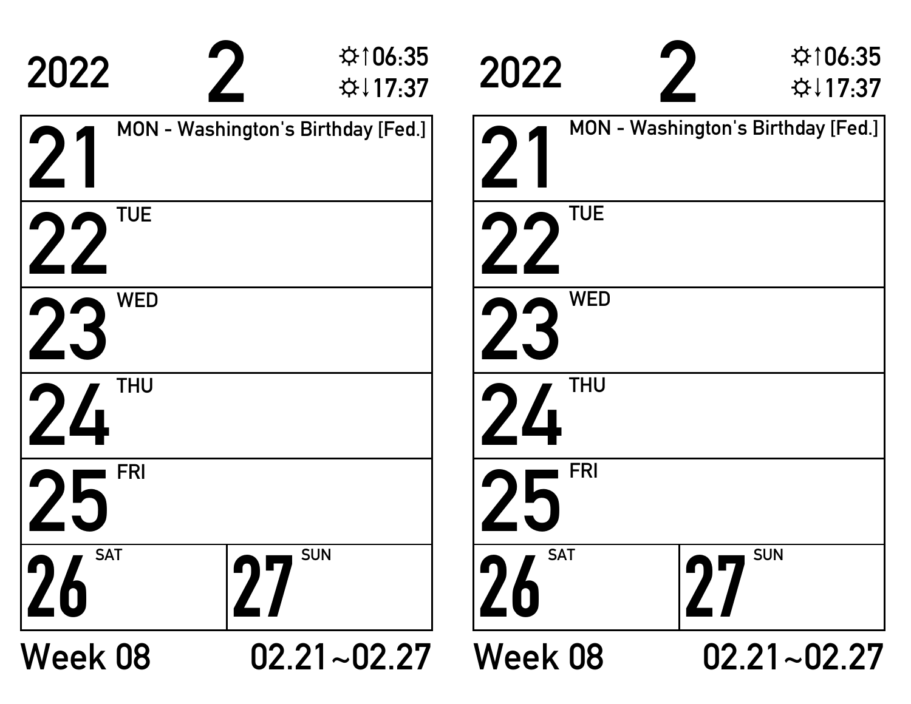2022 **2** ☼↑06:35 ☼↓17:37

| | |
|---|---|
| **21** MON - Washington's Birthday [Fed.] | |
| **22** TUE | |
| **23** WED | |
| **24** THU | |
| **25** FRI | |
| **26** SAT | **27** SUN |

Week 08 02.21~02.27

2022 **2** ☼↑06:35 ☼↓17:37

| | |
|---|---|
| **21** MON - Washington's Birthday [Fed.] | |
| **22** TUE | |
| **23** WED | |
| **24** THU | |
| **25** FRI | |
| **26** SAT | **27** SUN |

Week 08 02.21~02.27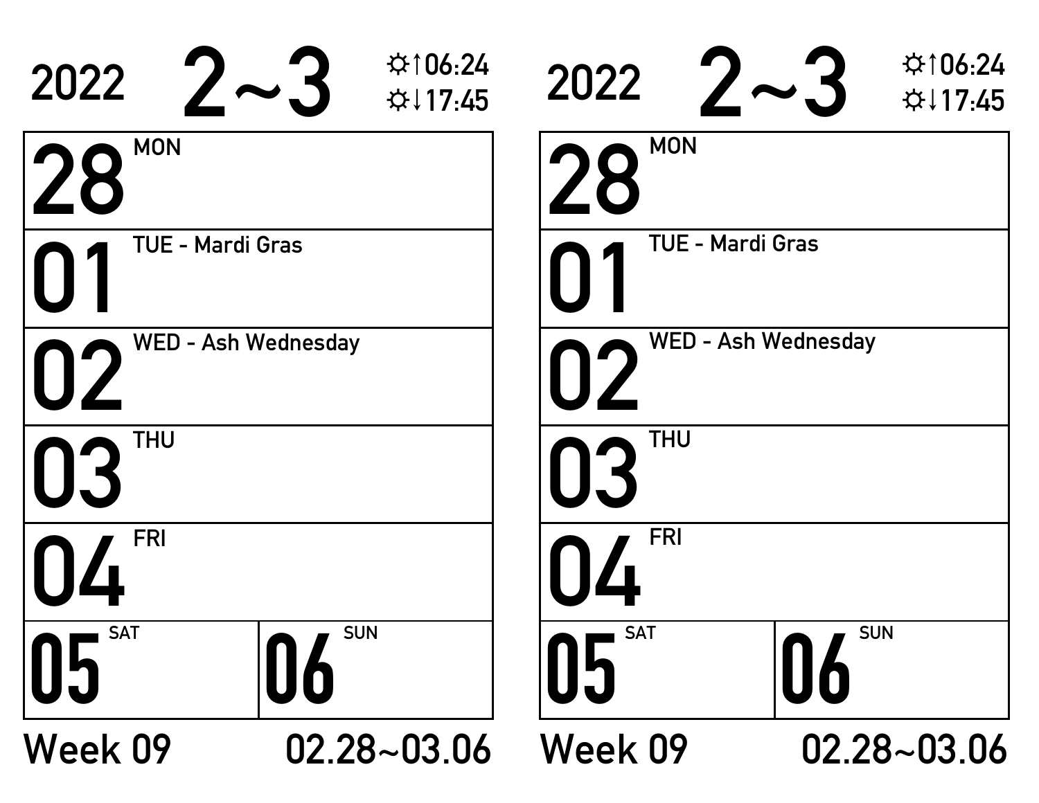2022 **2~3** ☼↑06:24 ☼↓17:45

| | |
|---|---|
| **28** MON | |
| **01** TUE - Mardi Gras | |
| **02** WED - Ash Wednesday | |
| **03** THU | |
| **04** FRI | |
| **05** SAT | **06** SUN |

Week 09 02.28~03.06

2022 **2~3** ☼↑06:24 ☼↓17:45

| | |
|---|---|
| **28** MON | |
| **01** TUE - Mardi Gras | |
| **02** WED - Ash Wednesday | |
| **03** THU | |
| **04** FRI | |
| **05** SAT | **06** SUN |

Week 09 02.28~03.06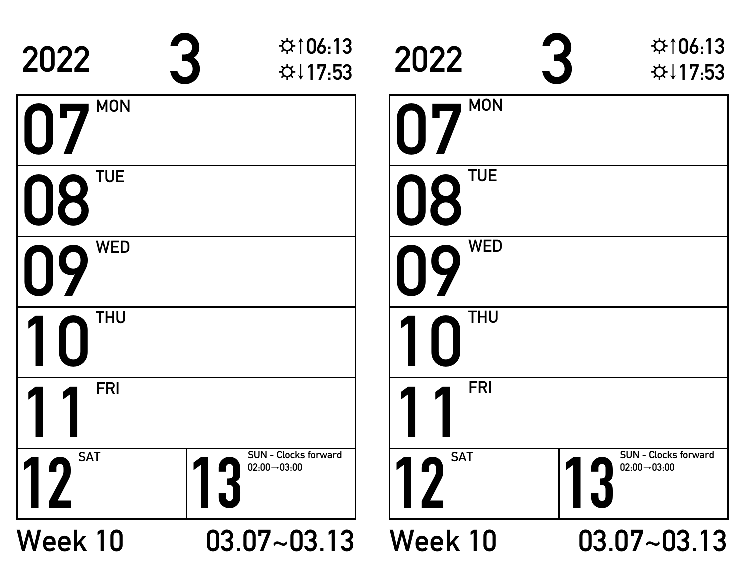2022 **3** ☼↑06:13 ☼↓17:53

| | |
|---|---|
| **07** MON | |
| **08** TUE | |
| **09** WED | |
| **10** THU | |
| **11** FRI | |
| **12** SAT | **13** SUN - Clocks forward 02:00→03:00 |

Week 10 03.07~03.13

2022 **3** ☼↑06:13 ☼↓17:53

| | |
|---|---|
| **07** MON | |
| **08** TUE | |
| **09** WED | |
| **10** THU | |
| **11** FRI | |
| **12** SAT | **13** SUN - Clocks forward 02:00→03:00 |

Week 10 03.07~03.13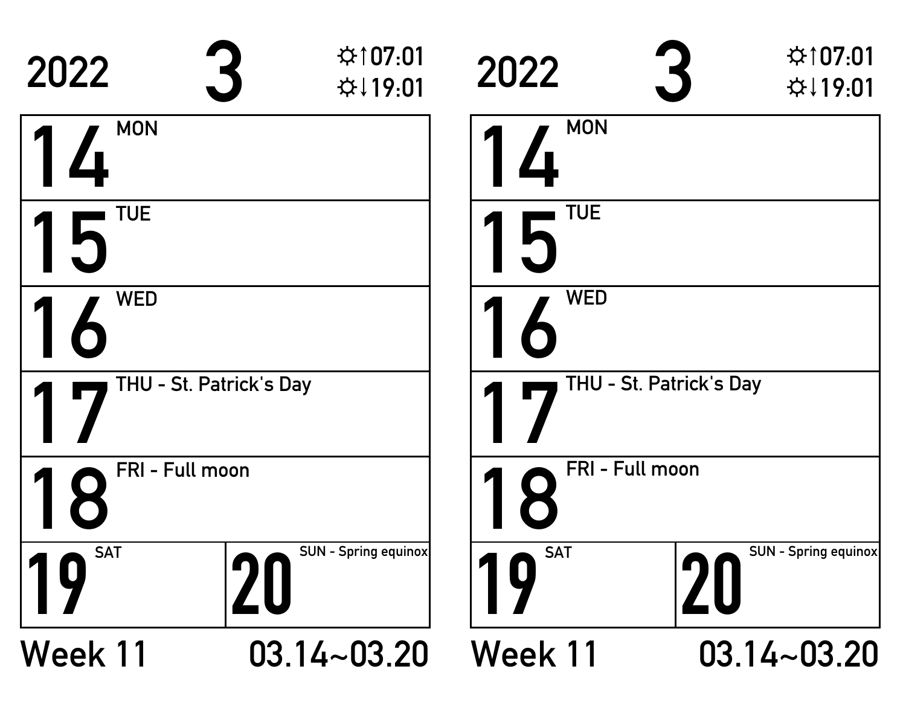2022 **3** ☼↑07:01 ☼↓19:01

| | |
|---|---|
| **14** MON | |
| **15** TUE | |
| **16** WED | |
| **17** THU - St. Patrick's Day | |
| **18** FRI - Full moon | |
| **19** SAT | **20** SUN - Spring equinox |

Week 11 03.14~03.20

2022 **3** ☼↑07:01 ☼↓19:01

| | |
|---|---|
| **14** MON | |
| **15** TUE | |
| **16** WED | |
| **17** THU - St. Patrick's Day | |
| **18** FRI - Full moon | |
| **19** SAT | **20** SUN - Spring equinox |

Week 11 03.14~03.20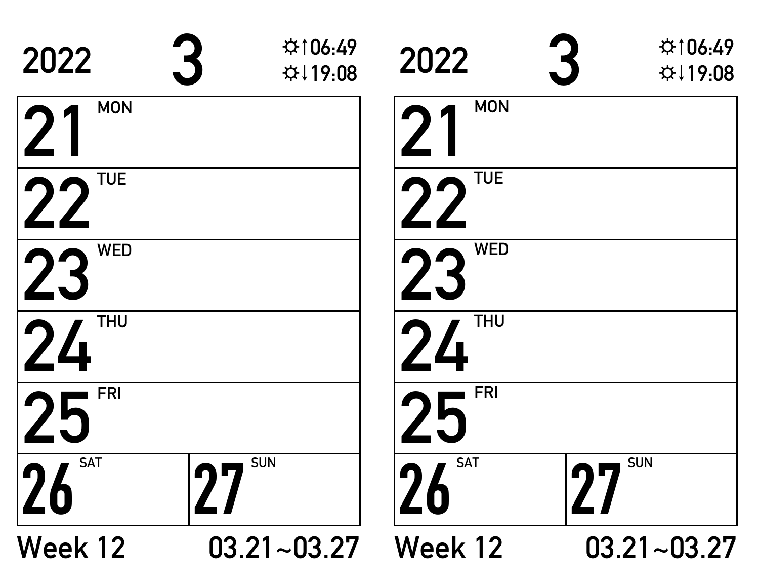2022 **3** ☼↑06:49 ☼↓19:08

| | |
|---|---|
| **21** MON | |
| **22** TUE | |
| **23** WED | |
| **24** THU | |
| **25** FRI | |
| **26** SAT | **27** SUN |

Week 12 03.21~03.27

2022 **3** ☼↑06:49 ☼↓19:08

| | |
|---|---|
| **21** MON | |
| **22** TUE | |
| **23** WED | |
| **24** THU | |
| **25** FRI | |
| **26** SAT | **27** SUN |

Week 12 03.21~03.27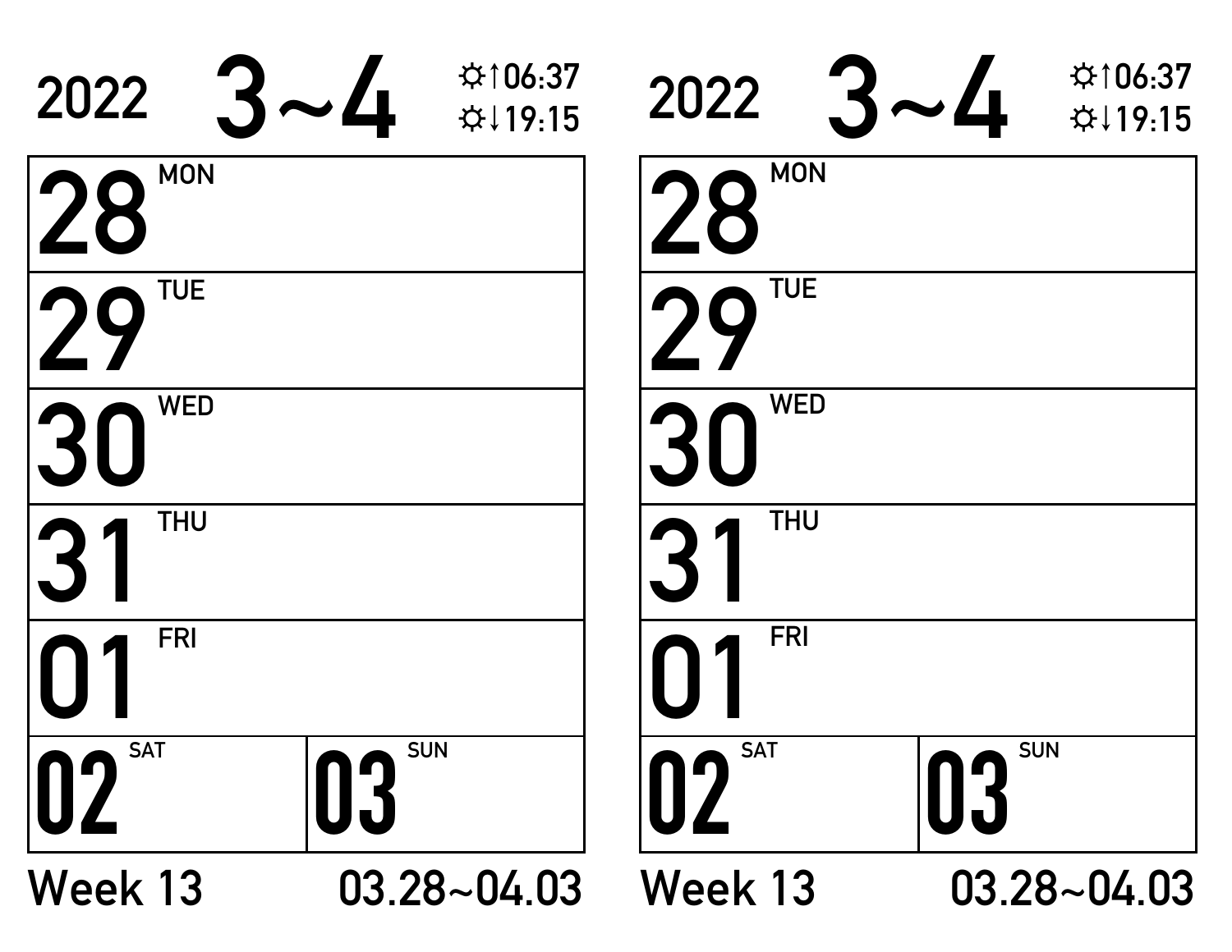2022 **3~4** ☼↑06:37 ☼↓19:15

| | |
|---|---|
| **28** MON | |
| **29** TUE | |
| **30** WED | |
| **31** THU | |
| **01** FRI | |
| **02** SAT | **03** SUN |

Week 13 03.28~04.03

2022 **3~4** ☼↑06:37 ☼↓19:15

| | |
|---|---|
| **28** MON | |
| **29** TUE | |
| **30** WED | |
| **31** THU | |
| **01** FRI | |
| **02** SAT | **03** SUN |

Week 13 03.28~04.03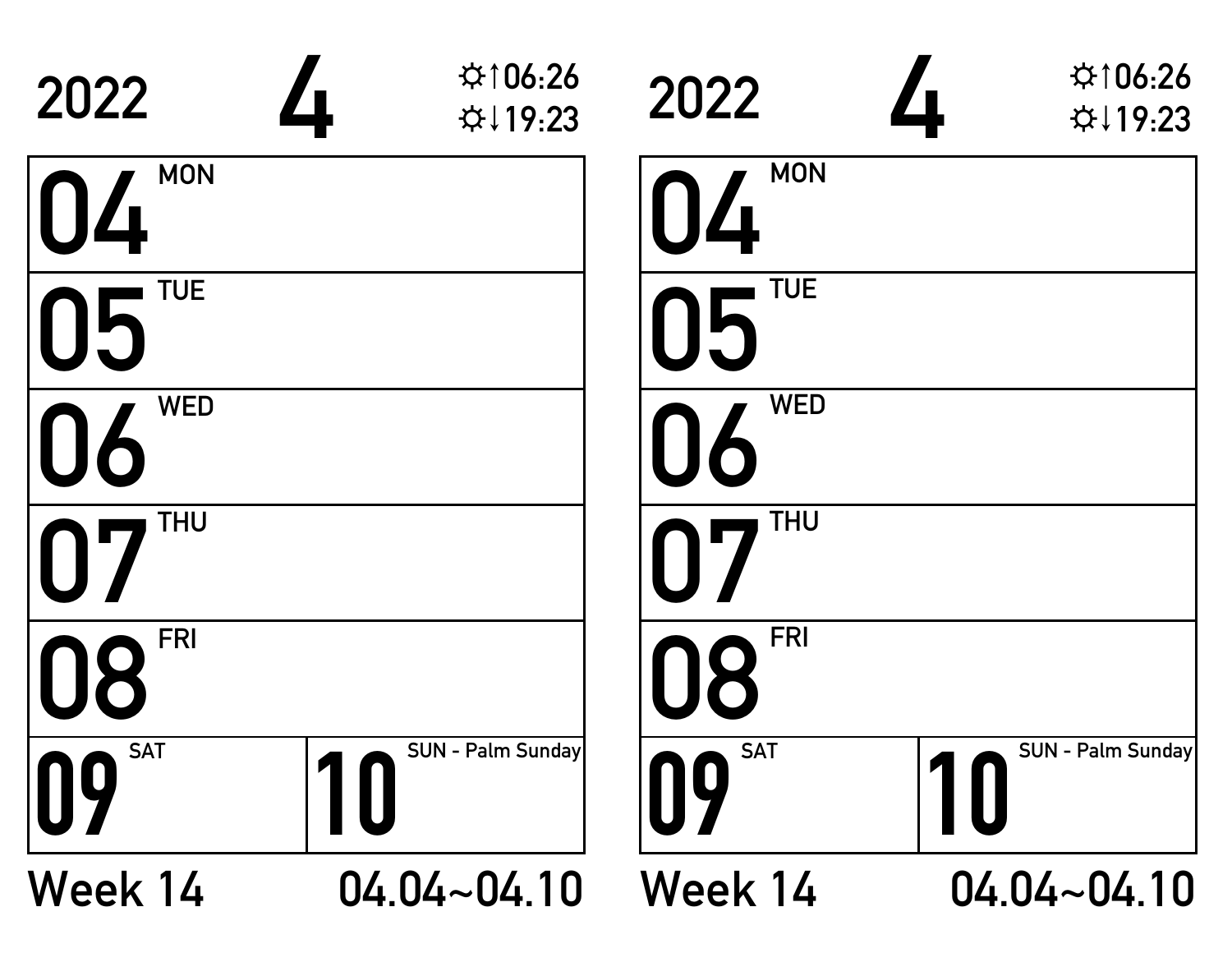2022 **4** ☼↑06:26 ☼↓19:23

| | |
|---|---|
| **04** MON | |
| **05** TUE | |
| **06** WED | |
| **07** THU | |
| **08** FRI | |
| **09** SAT | **10** SUN - Palm Sunday |

Week 14 04.04~04.10

2022 **4** ☼↑06:26 ☼↓19:23

| | |
|---|---|
| **04** MON | |
| **05** TUE | |
| **06** WED | |
| **07** THU | |
| **08** FRI | |
| **09** SAT | **10** SUN - Palm Sunday |

Week 14 04.04~04.10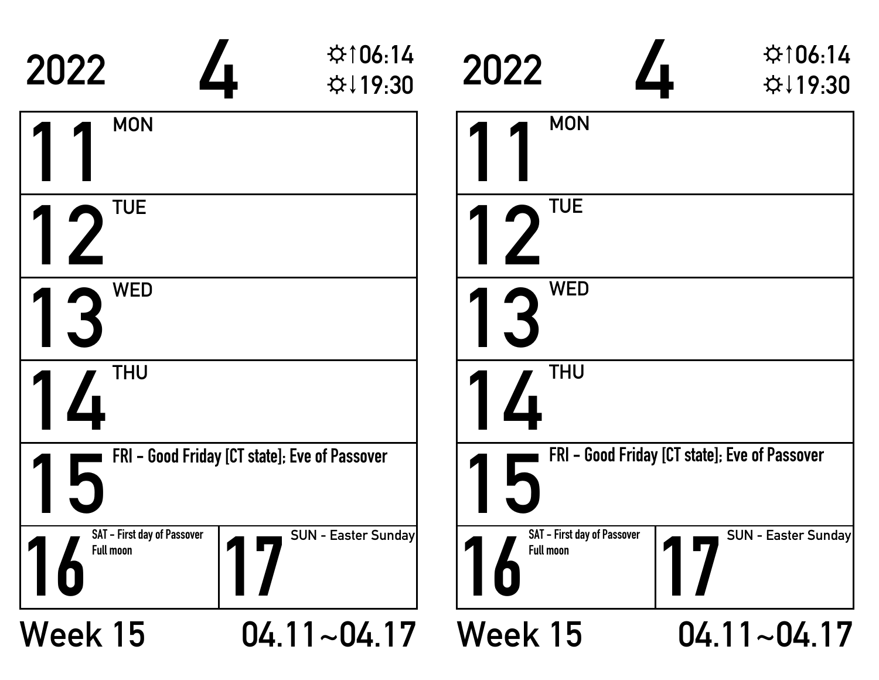2022 **4** ☼↑06:14 ☼↓19:30

| | |
|---|---|
| **11** MON | |
| **12** TUE | |
| **13** WED | |
| **14** THU | |
| **15** FRI - Good Friday [CT state]; Eve of Passover | |
| **16** SAT - First day of Passover Full moon | **17** SUN - Easter Sunday |

Week 15 04.11~04.17

2022 **4** ☼↑06:14 ☼↓19:30

| | |
|---|---|
| **11** MON | |
| **12** TUE | |
| **13** WED | |
| **14** THU | |
| **15** FRI - Good Friday [CT state]; Eve of Passover | |
| **16** SAT - First day of Passover Full moon | **17** SUN - Easter Sunday |

Week 15 04.11~04.17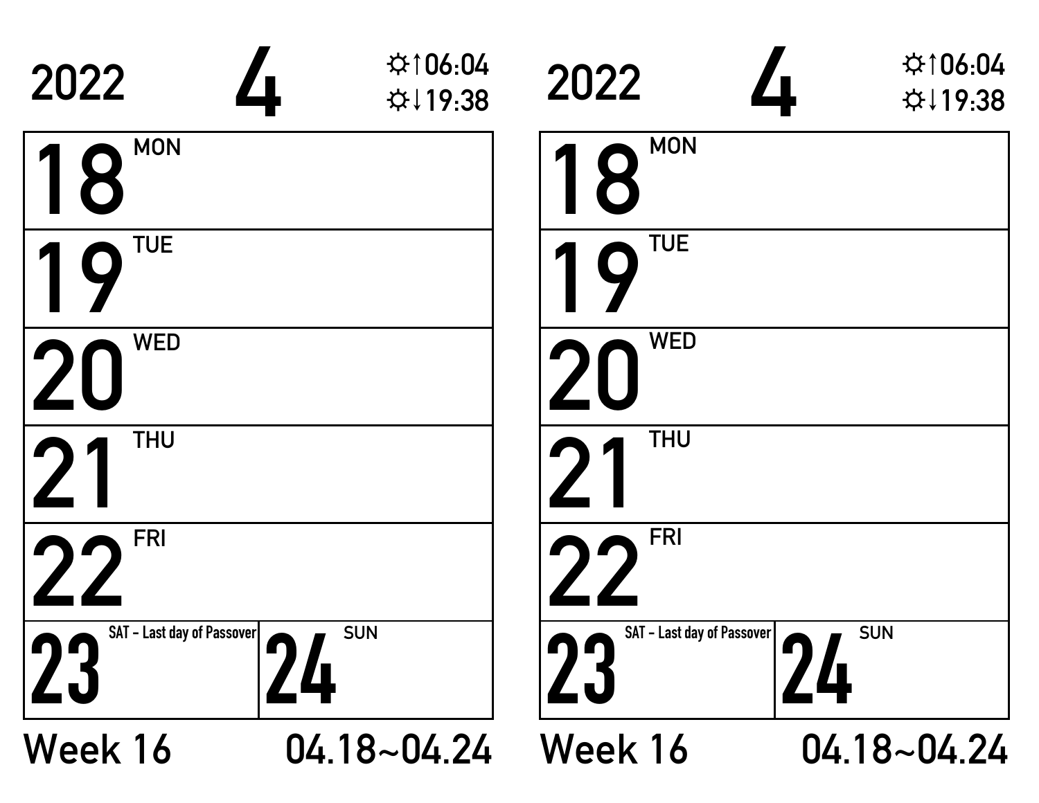2022 **4** ☼↑06:04 ☼↓19:38

| | |
|---|---|
| **18** MON | |
| **19** TUE | |
| **20** WED | |
| **21** THU | |
| **22** FRI | |
| **23** SAT - Last day of Passover | **24** SUN |

Week 16 04.18~04.24

2022 **4** ☼↑06:04 ☼↓19:38

| | |
|---|---|
| **18** MON | |
| **19** TUE | |
| **20** WED | |
| **21** THU | |
| **22** FRI | |
| **23** SAT - Last day of Passover | **24** SUN |

Week 16 04.18~04.24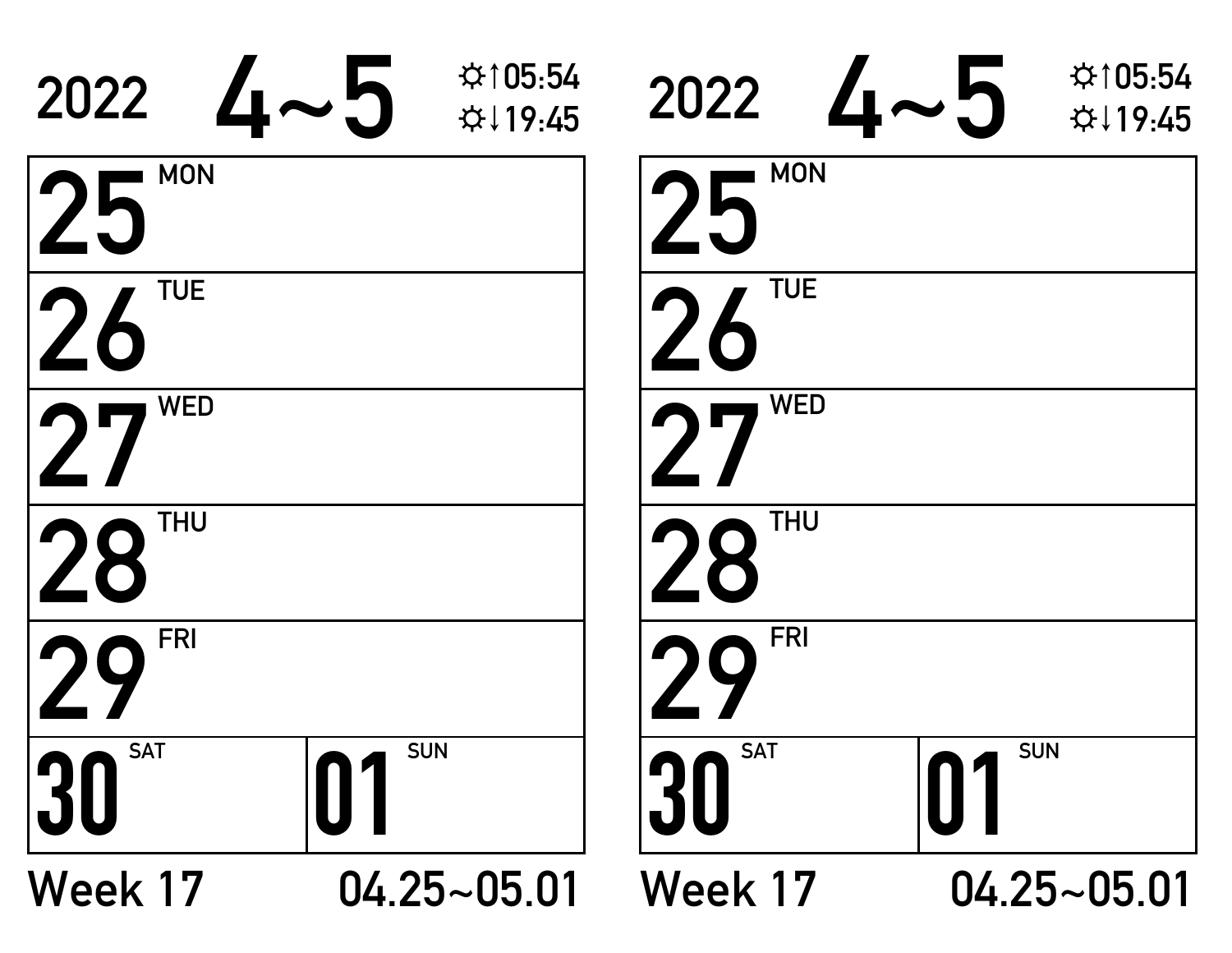2022 **4~5**

☼↑05:54
☼↓19:45

| | |
|---|---|
| **25** MON | |
| **26** TUE | |
| **27** WED | |
| **28** THU | |
| **29** FRI | |
| **30** SAT | **01** SUN |

Week 17 04.25~05.01

2022 **4~5**

☼↑05:54
☼↓19:45

| | |
|---|---|
| **25** MON | |
| **26** TUE | |
| **27** WED | |
| **28** THU | |
| **29** FRI | |
| **30** SAT | **01** SUN |

Week 17 04.25~05.01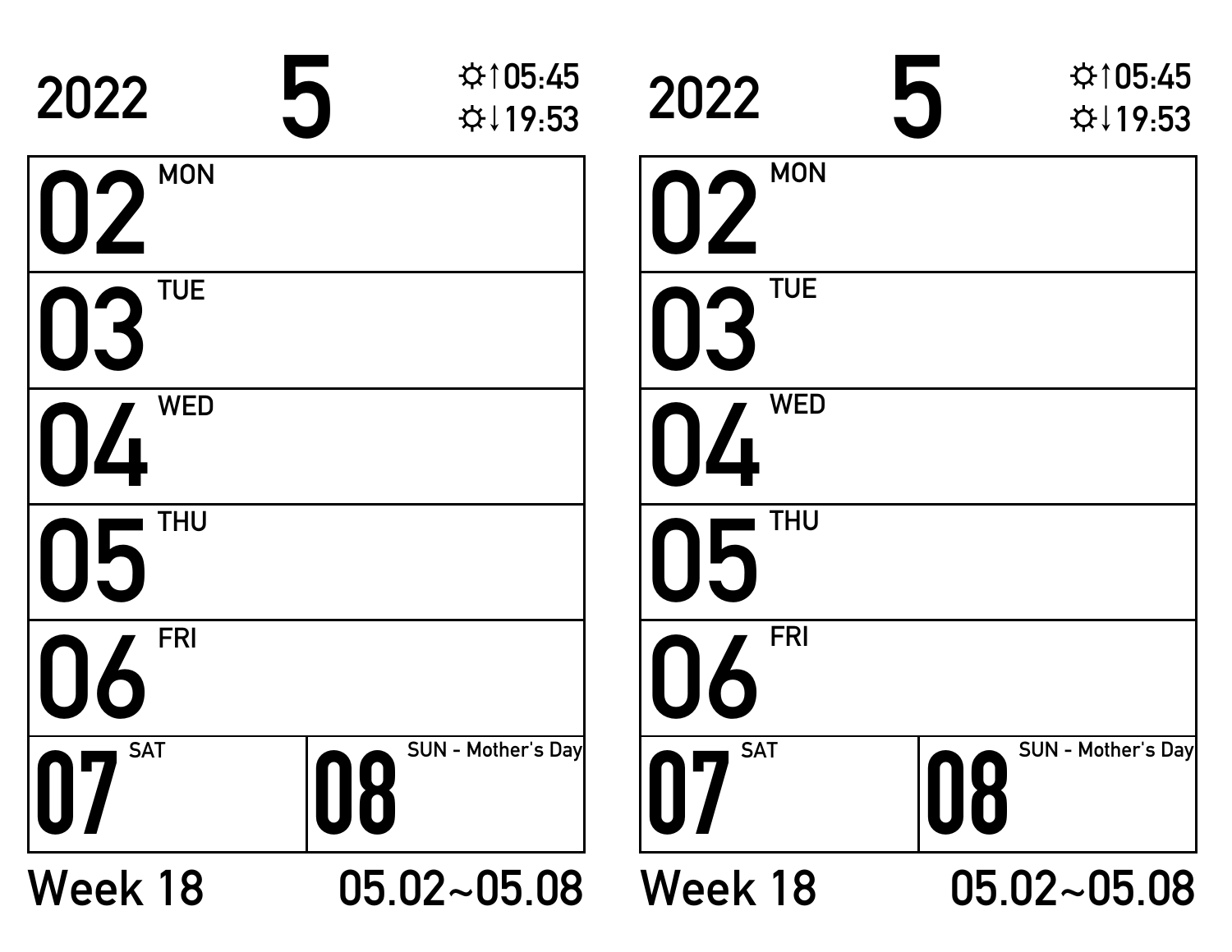2022 **5** ☼↑05:45 ☼↓19:53

| | |
|---|---|
| **02** MON | |
| **03** TUE | |
| **04** WED | |
| **05** THU | |
| **06** FRI | |
| **07** SAT | **08** SUN - Mother's Day |

Week 18 05.02~05.08

2022 **5** ☼↑05:45 ☼↓19:53

| | |
|---|---|
| **02** MON | |
| **03** TUE | |
| **04** WED | |
| **05** THU | |
| **06** FRI | |
| **07** SAT | **08** SUN - Mother's Day |

Week 18 05.02~05.08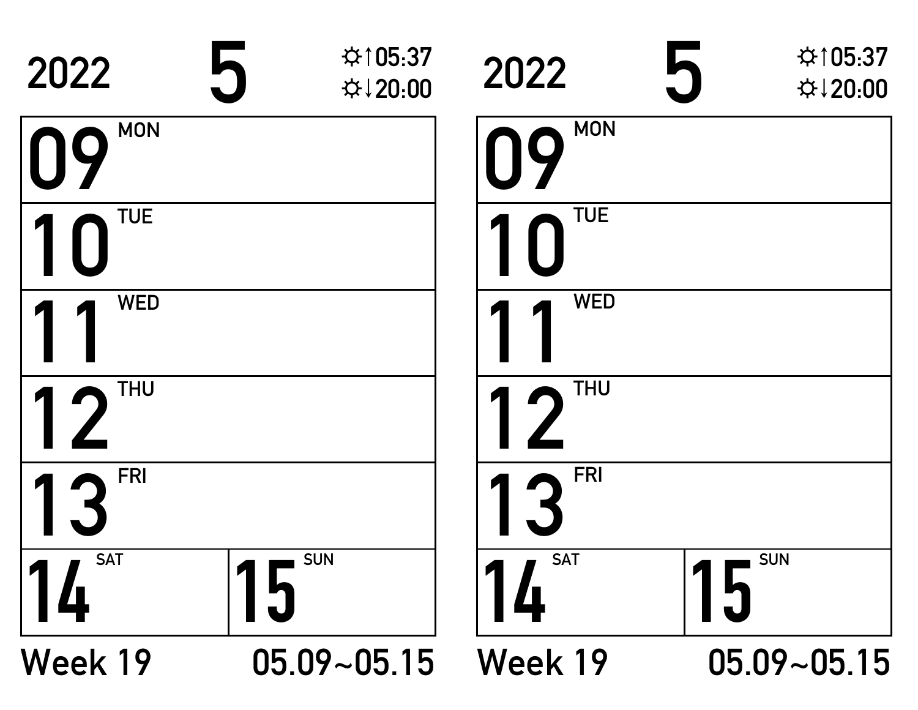2022 **5** ☼↑05:37 ☼↓20:00

| | |
|---|---|
| **09** MON | |
| **10** TUE | |
| **11** WED | |
| **12** THU | |
| **13** FRI | |
| **14** SAT | **15** SUN |

Week 19 05.09~05.15

2022 **5** ☼↑05:37 ☼↓20:00

| | |
|---|---|
| **09** MON | |
| **10** TUE | |
| **11** WED | |
| **12** THU | |
| **13** FRI | |
| **14** SAT | **15** SUN |

Week 19 05.09~05.15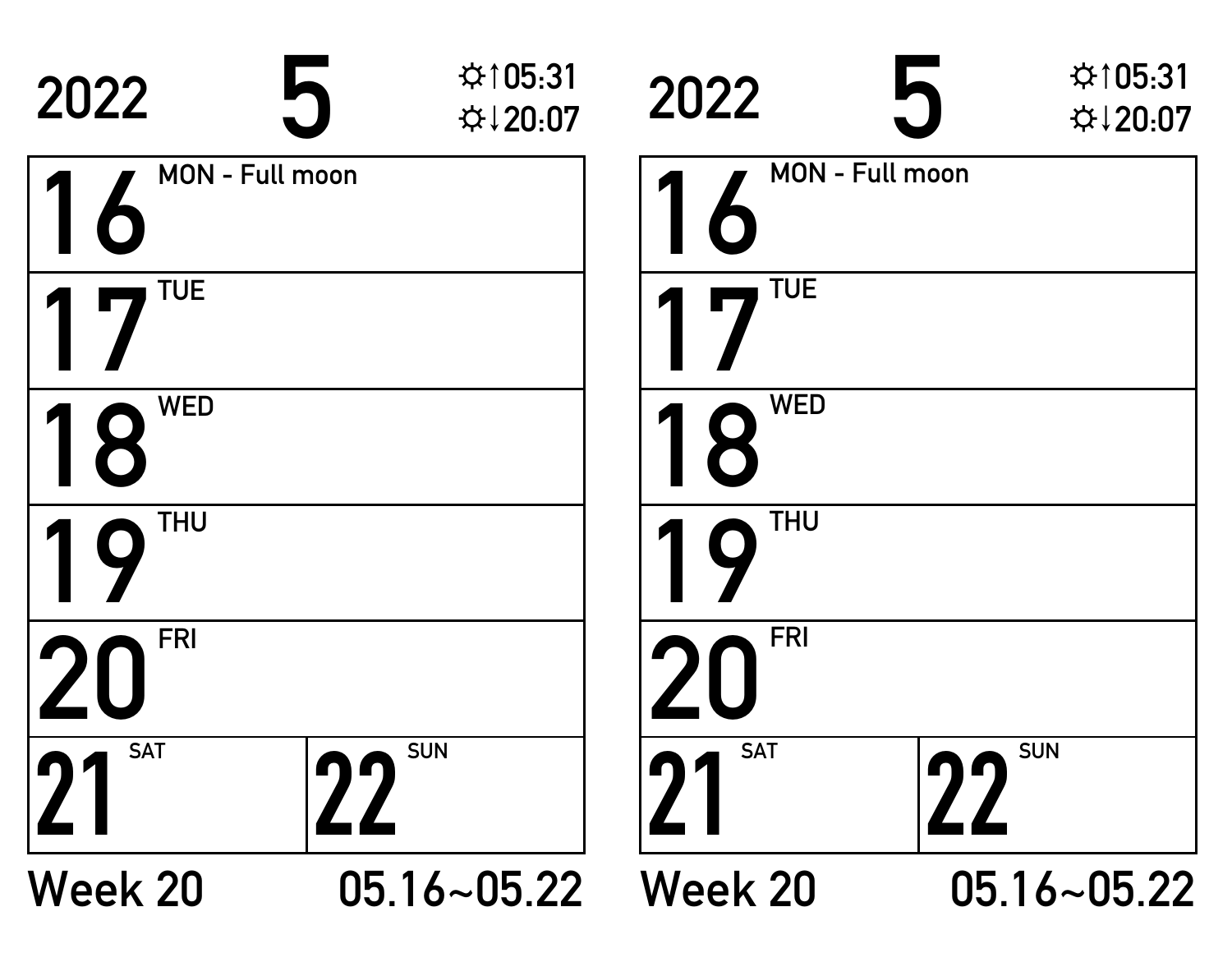2022 **5** ☼↑05:31 ☼↓20:07

| | |
|---|---|
| **16** MON - Full moon | |
| **17** TUE | |
| **18** WED | |
| **19** THU | |
| **20** FRI | |
| **21** SAT | **22** SUN |

Week 20 05.16~05.22

2022 **5** ☼↑05:31 ☼↓20:07

| | |
|---|---|
| **16** MON - Full moon | |
| **17** TUE | |
| **18** WED | |
| **19** THU | |
| **20** FRI | |
| **21** SAT | **22** SUN |

Week 20 05.16~05.22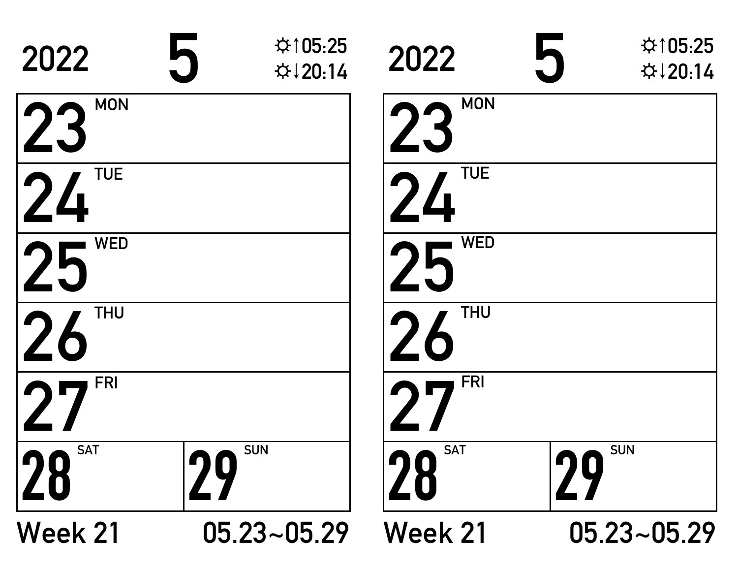2022 **5** ☼↑05:25 ☼↓20:14

| | |
|---|---|
| **23** MON | |
| **24** TUE | |
| **25** WED | |
| **26** THU | |
| **27** FRI | |
| **28** SAT | **29** SUN |

Week 21 05.23~05.29

2022 **5** ☼↑05:25 ☼↓20:14

| | |
|---|---|
| **23** MON | |
| **24** TUE | |
| **25** WED | |
| **26** THU | |
| **27** FRI | |
| **28** SAT | **29** SUN |

Week 21 05.23~05.29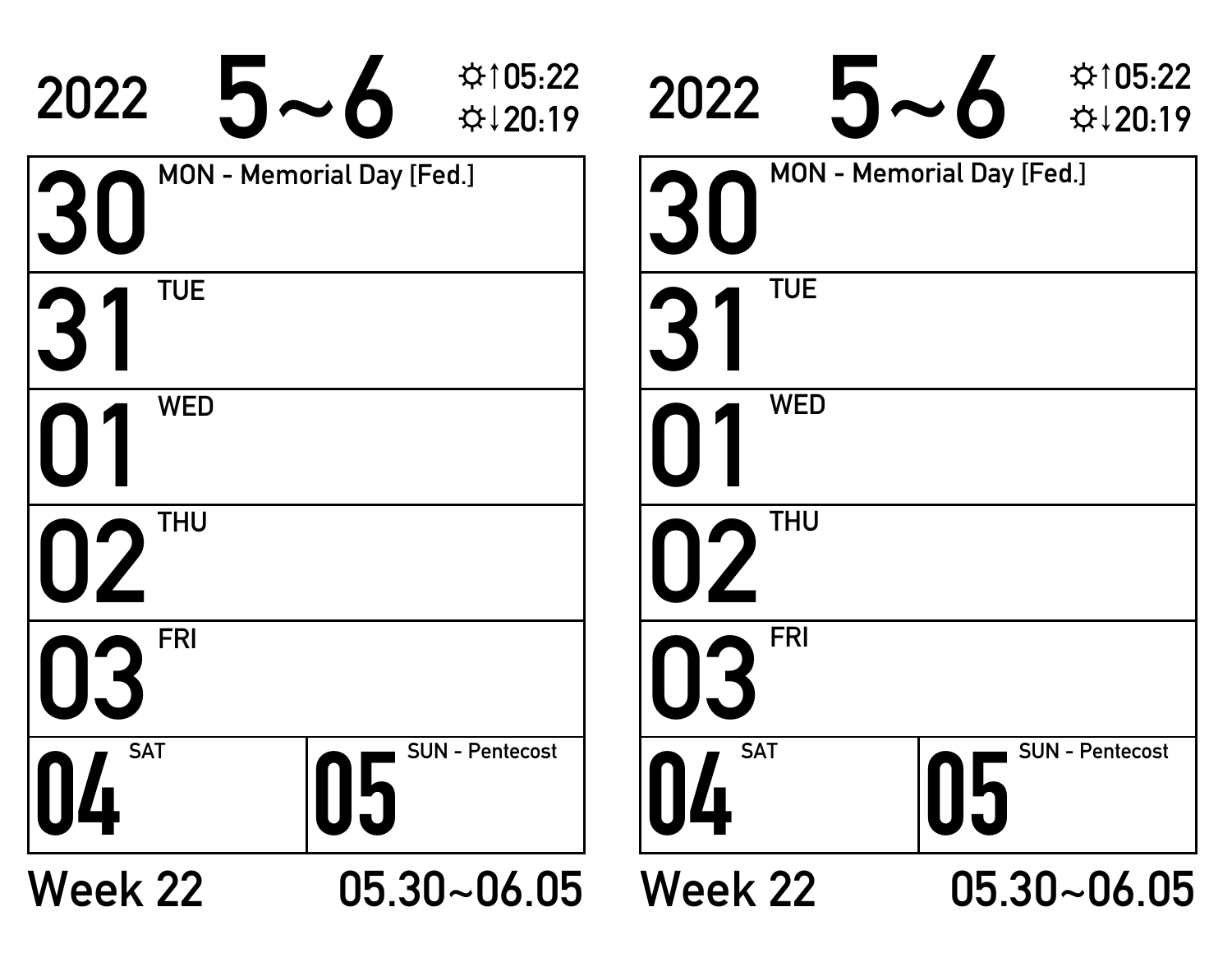2022 **5~6** ☼↑05:22 ☼↓20:19

| | |
|---|---|
| **30** MON - Memorial Day [Fed.] | |
| **31** TUE | |
| **01** WED | |
| **02** THU | |
| **03** FRI | |
| **04** SAT | **05** SUN - Pentecost |

Week 22 05.30~06.05

2022 **5~6** ☼↑05:22 ☼↓20:19

| | |
|---|---|
| **30** MON - Memorial Day [Fed.] | |
| **31** TUE | |
| **01** WED | |
| **02** THU | |
| **03** FRI | |
| **04** SAT | **05** SUN - Pentecost |

Week 22 05.30~06.05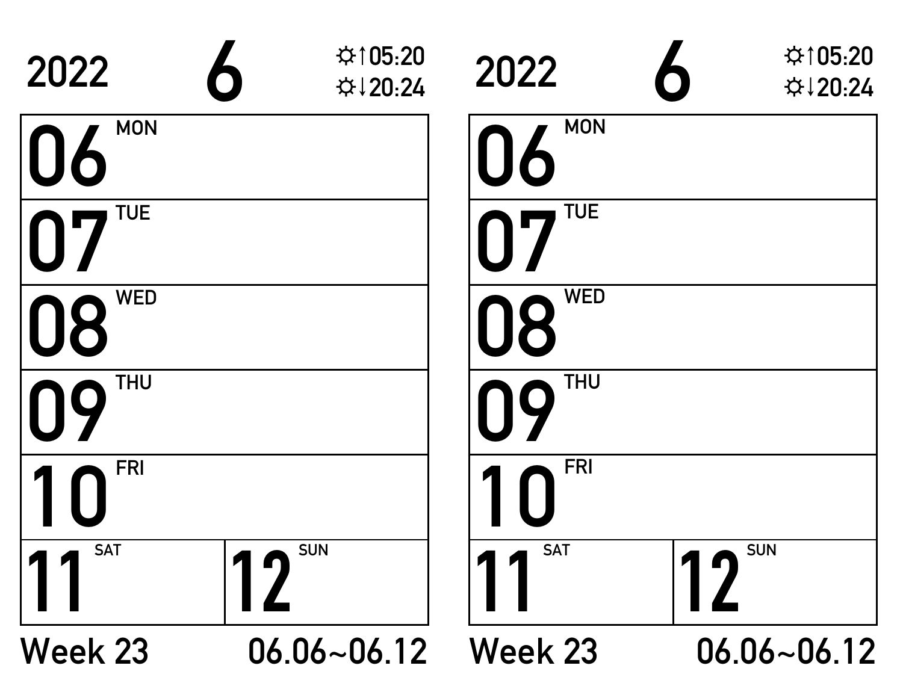2022 **6** ☼↑05:20 ☼↓20:24

| | |
|---|---|
| **06** MON | |
| **07** TUE | |
| **08** WED | |
| **09** THU | |
| **10** FRI | |
| **11** SAT | **12** SUN |

Week 23 06.06~06.12

2022 **6** ☼↑05:20 ☼↓20:24

| | |
|---|---|
| **06** MON | |
| **07** TUE | |
| **08** WED | |
| **09** THU | |
| **10** FRI | |
| **11** SAT | **12** SUN |

Week 23 06.06~06.12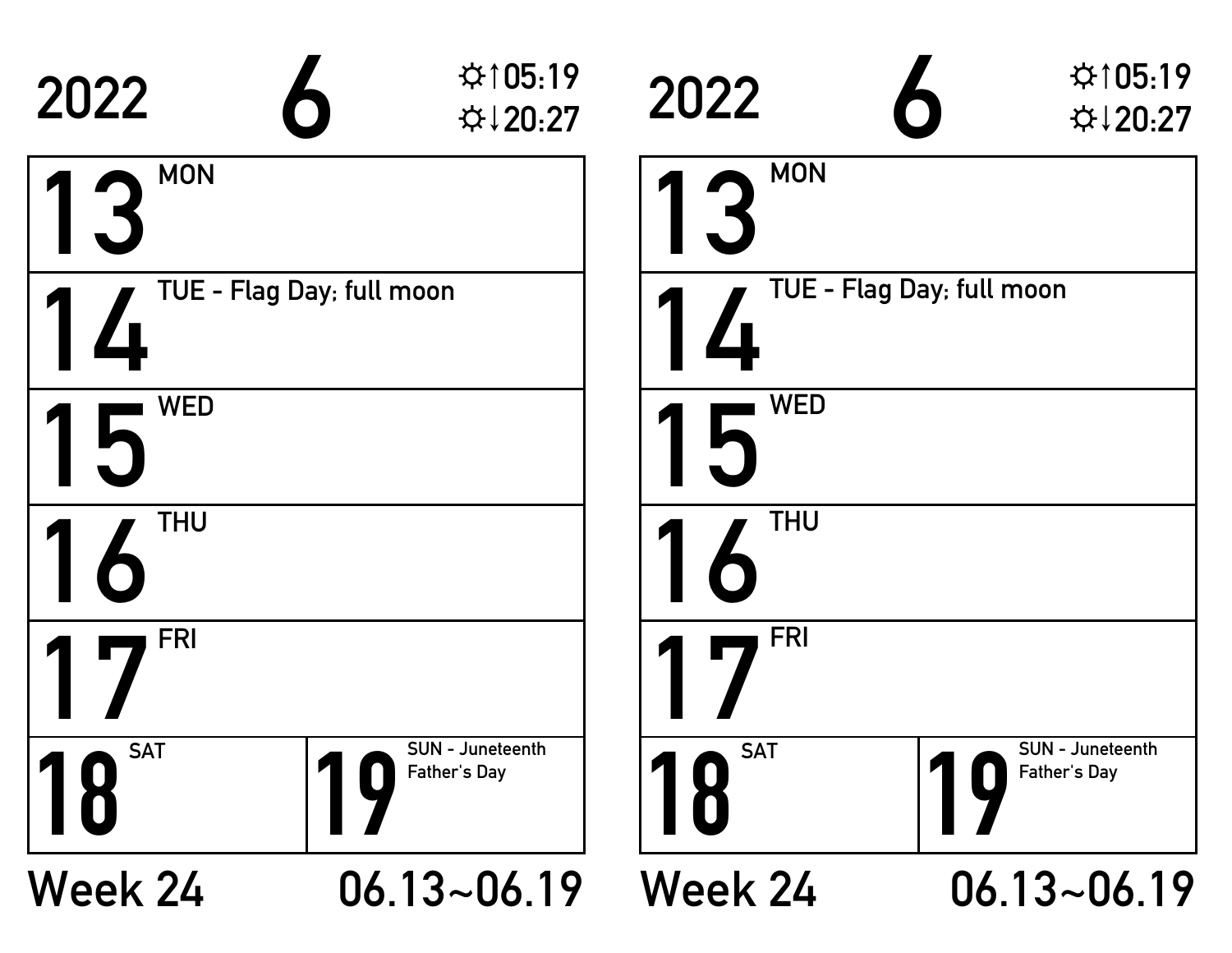2022 **6** ☼↑05:19 ☼↓20:27

| | |
|---|---|
| **13** MON | |
| **14** TUE - Flag Day; full moon | |
| **15** WED | |
| **16** THU | |
| **17** FRI | |
| **18** SAT | **19** SUN - Juneteenth Father's Day |

Week 24 06.13~06.19

2022 **6** ☼↑05:19 ☼↓20:27

| | |
|---|---|
| **13** MON | |
| **14** TUE - Flag Day; full moon | |
| **15** WED | |
| **16** THU | |
| **17** FRI | |
| **18** SAT | **19** SUN - Juneteenth Father's Day |

Week 24 06.13~06.19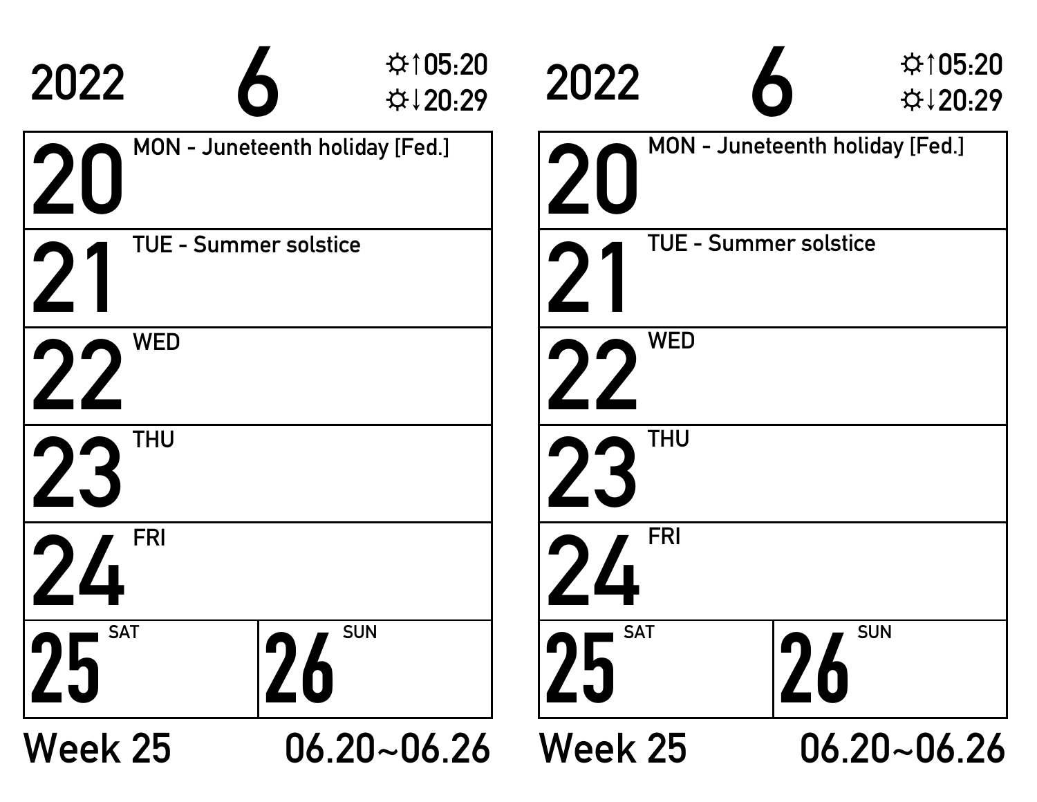2022 6 ☼↑05:20 ☼↓20:29

| | |
|---|---|
| **20** MON - Juneteenth holiday [Fed.] | |
| **21** TUE - Summer solstice | |
| **22** WED | |
| **23** THU | |
| **24** FRI | |
| **25** SAT | **26** SUN |

Week 25 06.20~06.26

2022 6 ☼↑05:20 ☼↓20:29

| | |
|---|---|
| **20** MON - Juneteenth holiday [Fed.] | |
| **21** TUE - Summer solstice | |
| **22** WED | |
| **23** THU | |
| **24** FRI | |
| **25** SAT | **26** SUN |

Week 25 06.20~06.26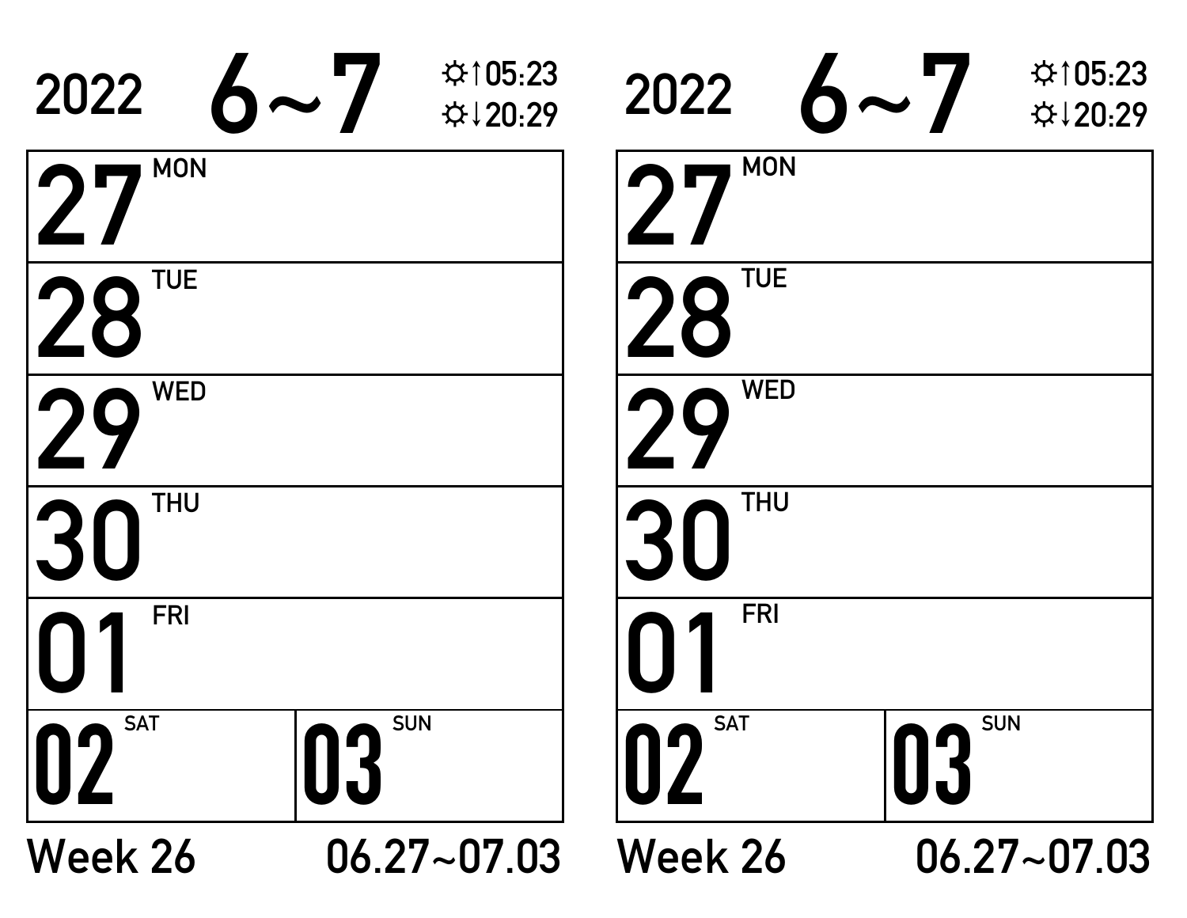2022 **6~7** ☼↑05:23 ☼↓20:29

| | |
|---|---|
| **27** MON | |
| **28** TUE | |
| **29** WED | |
| **30** THU | |
| **01** FRI | |
| **02** SAT | **03** SUN |

Week 26 06.27~07.03

2022 **6~7** ☼↑05:23 ☼↓20:29

| | |
|---|---|
| **27** MON | |
| **28** TUE | |
| **29** WED | |
| **30** THU | |
| **01** FRI | |
| **02** SAT | **03** SUN |

Week 26 06.27~07.03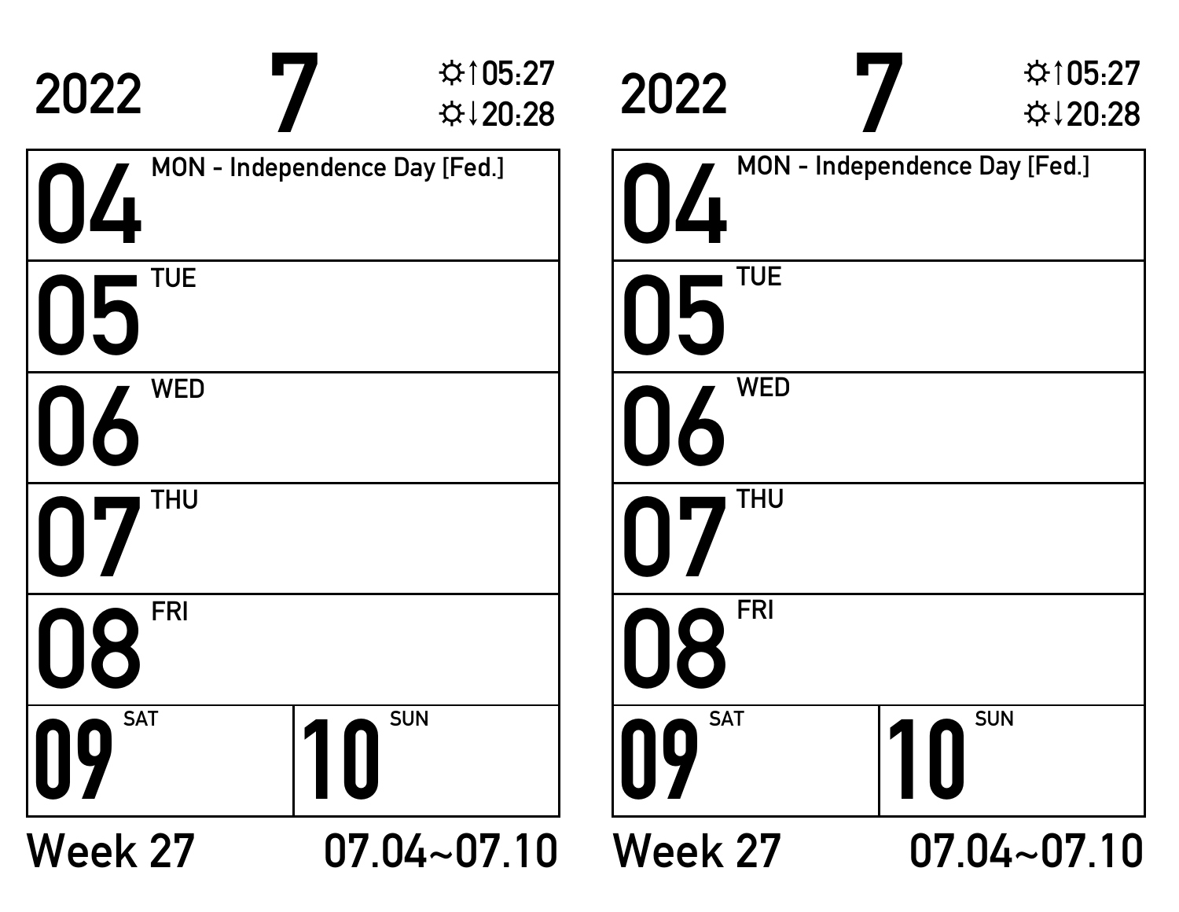2022 **7** ☼↑05:27 ☼↓20:28

| | |
|---|---|
| **04** MON - Independence Day [Fed.] | |
| **05** TUE | |
| **06** WED | |
| **07** THU | |
| **08** FRI | |
| **09** SAT | **10** SUN |

Week 27 07.04~07.10

2022 **7** ☼↑05:27 ☼↓20:28

| | |
|---|---|
| **04** MON - Independence Day [Fed.] | |
| **05** TUE | |
| **06** WED | |
| **07** THU | |
| **08** FRI | |
| **09** SAT | **10** SUN |

Week 27 07.04~07.10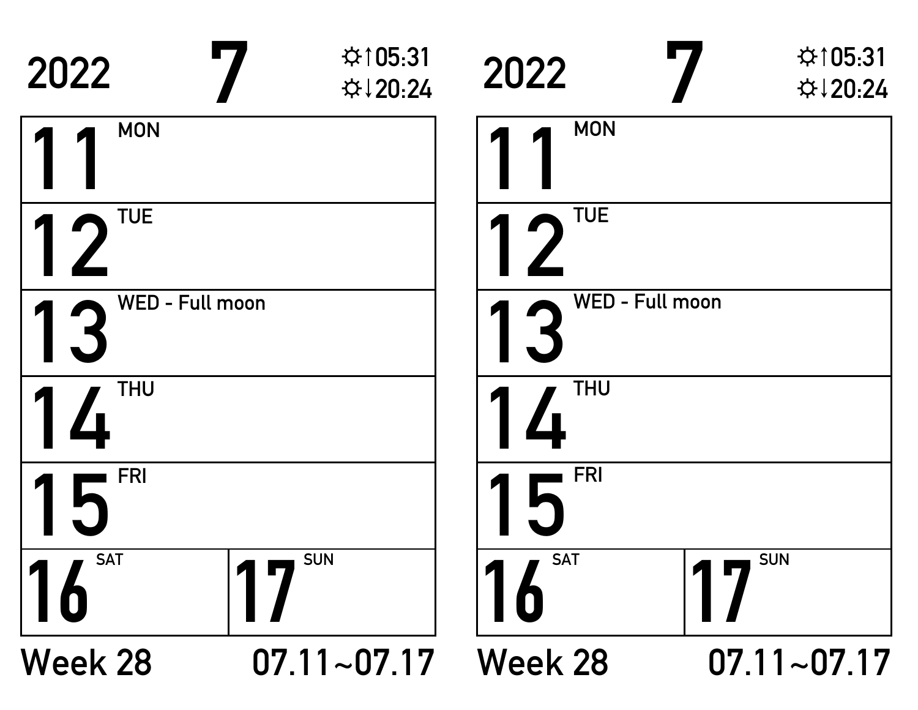2022 **7** ☼↑05:31 ☼↓20:24

| | |
|---|---|
| **11** MON | |
| **12** TUE | |
| **13** WED - Full moon | |
| **14** THU | |
| **15** FRI | |
| **16** SAT | **17** SUN |

Week 28 07.11~07.17

2022 **7** ☼↑05:31 ☼↓20:24

| | |
|---|---|
| **11** MON | |
| **12** TUE | |
| **13** WED - Full moon | |
| **14** THU | |
| **15** FRI | |
| **16** SAT | **17** SUN |

Week 28 07.11~07.17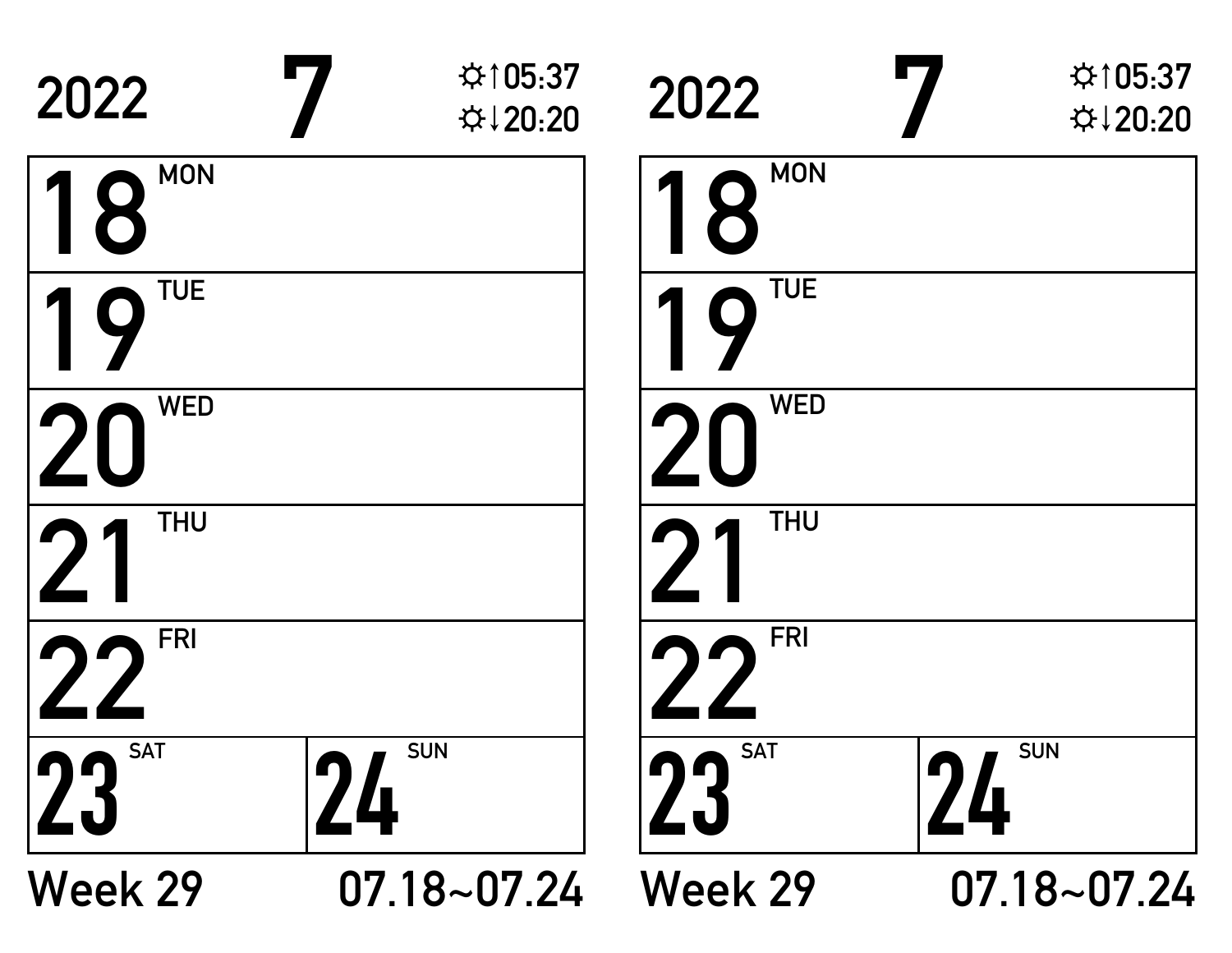2022 **7** ☼↑05:37 ☼↓20:20

| | |
|---|---|
| **18** MON | |
| **19** TUE | |
| **20** WED | |
| **21** THU | |
| **22** FRI | |
| **23** SAT | **24** SUN |

Week 29 07.18~07.24

2022 **7** ☼↑05:37 ☼↓20:20

| | |
|---|---|
| **18** MON | |
| **19** TUE | |
| **20** WED | |
| **21** THU | |
| **22** FRI | |
| **23** SAT | **24** SUN |

Week 29 07.18~07.24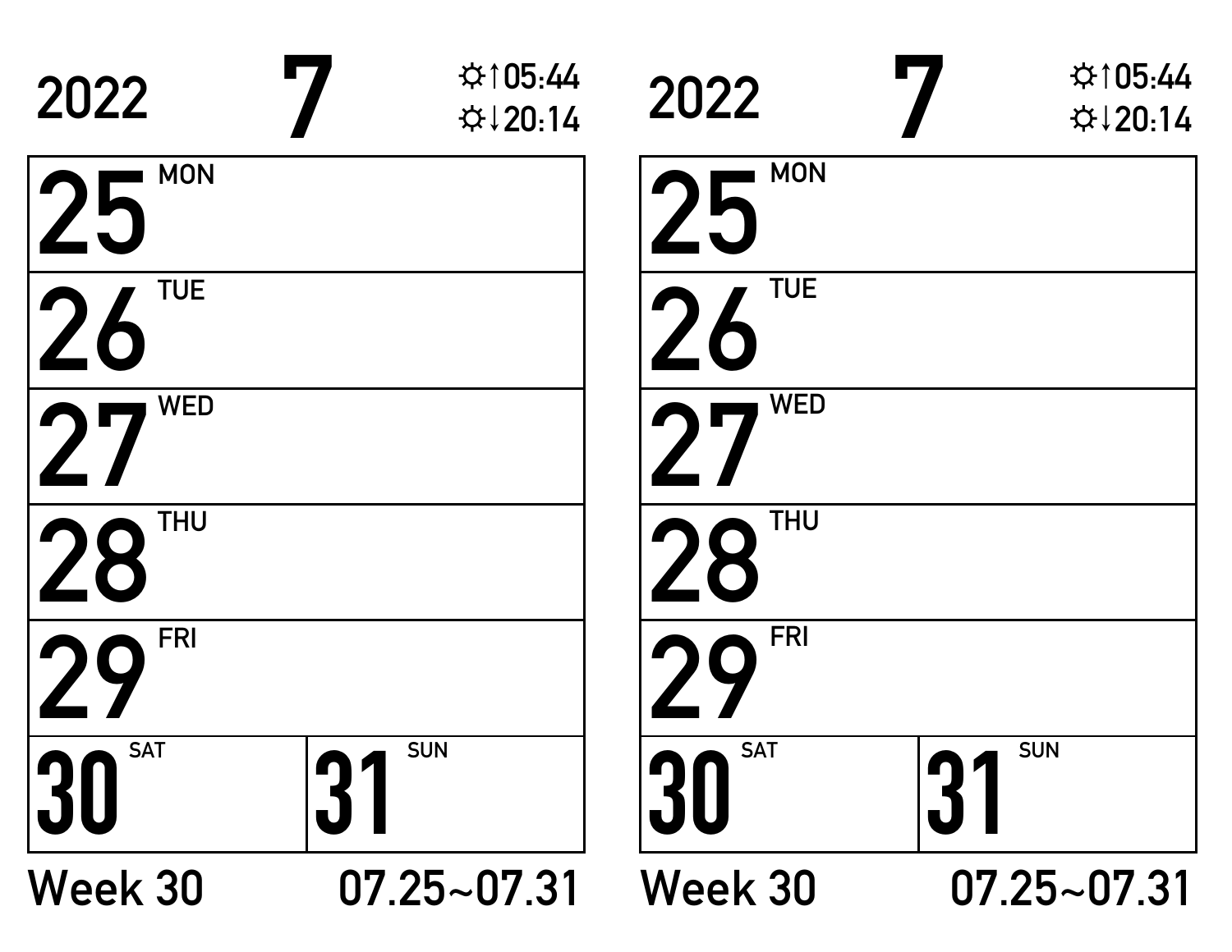2022 **7** ☼↑05:44 ☼↓20:14

| |
|---|
| **25** MON |
| **26** TUE |
| **27** WED |
| **28** THU |
| **29** FRI |

| | |
|---|---|
| **30** SAT | **31** SUN |

Week 30 07.25~07.31

2022 **7** ☼↑05:44 ☼↓20:14

| |
|---|
| **25** MON |
| **26** TUE |
| **27** WED |
| **28** THU |
| **29** FRI |

| | |
|---|---|
| **30** SAT | **31** SUN |

Week 30 07.25~07.31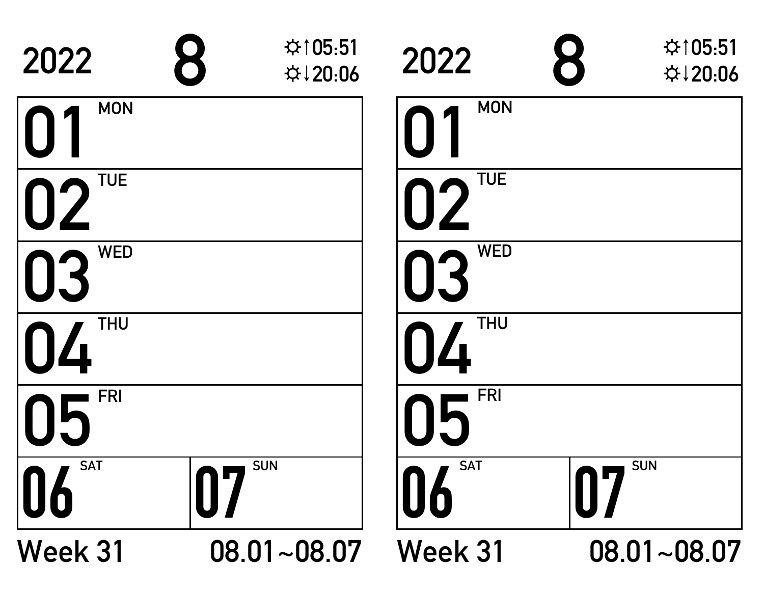2022 **8** ☼↑05:51 ☼↓20:06

| | |
|---|---|
| **01** MON | |
| **02** TUE | |
| **03** WED | |
| **04** THU | |
| **05** FRI | |
| **06** SAT | **07** SUN |

Week 31 08.01~08.07

2022 **8** ☼↑05:51 ☼↓20:06

| | |
|---|---|
| **01** MON | |
| **02** TUE | |
| **03** WED | |
| **04** THU | |
| **05** FRI | |
| **06** SAT | **07** SUN |

Week 31 08.01~08.07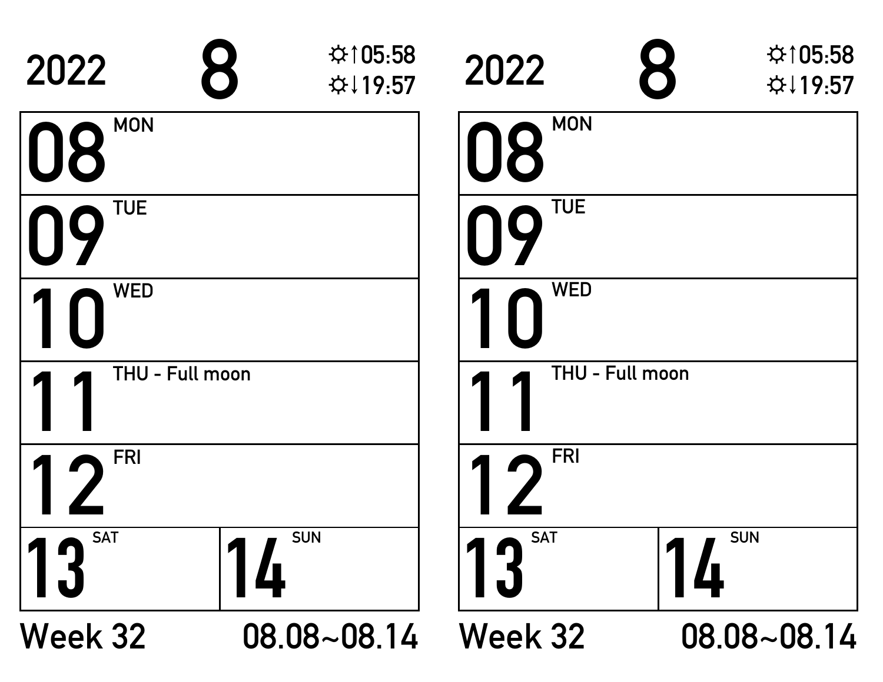2022 **8** ☼↑05:58 ☼↓19:57

| | |
|---|---|
| **08** MON | |
| **09** TUE | |
| **10** WED | |
| **11** THU - Full moon | |
| **12** FRI | |
| **13** SAT | **14** SUN |

Week 32 08.08~08.14

2022 **8** ☼↑05:58 ☼↓19:57

| | |
|---|---|
| **08** MON | |
| **09** TUE | |
| **10** WED | |
| **11** THU - Full moon | |
| **12** FRI | |
| **13** SAT | **14** SUN |

Week 32 08.08~08.14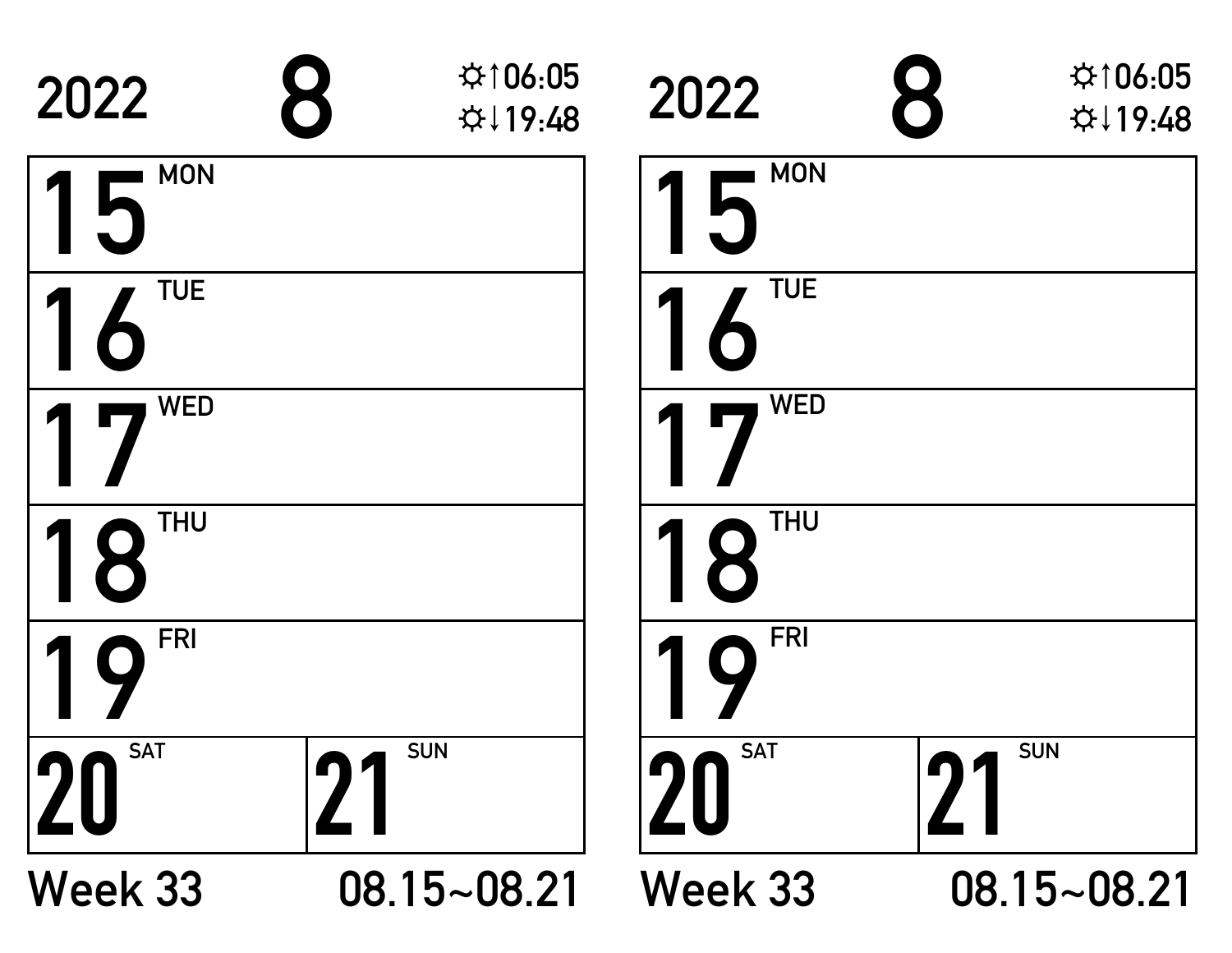2022 **8** ☼↑06:05 ☼↓19:48

| | |
|---|---|
| **15** MON | |
| **16** TUE | |
| **17** WED | |
| **18** THU | |
| **19** FRI | |
| **20** SAT | **21** SUN |

Week 33 08.15~08.21

2022 **8** ☼↑06:05 ☼↓19:48

| | |
|---|---|
| **15** MON | |
| **16** TUE | |
| **17** WED | |
| **18** THU | |
| **19** FRI | |
| **20** SAT | **21** SUN |

Week 33 08.15~08.21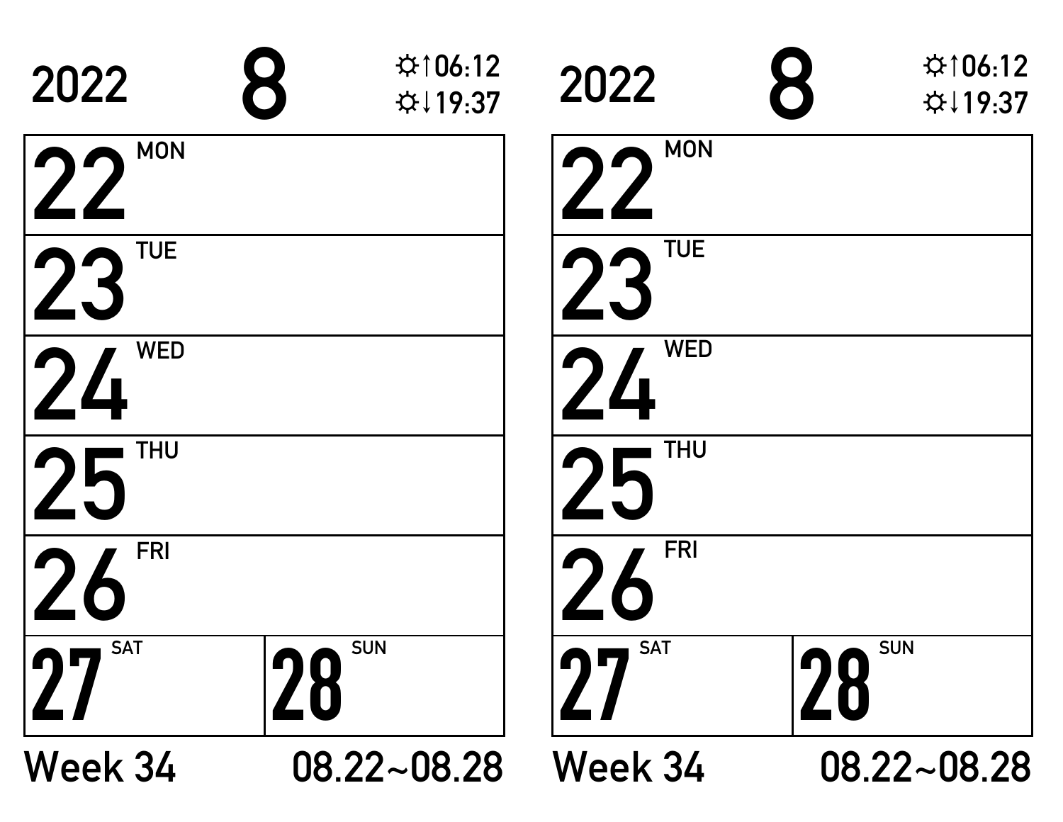2022 **8** ☼↑06:12 ☼↓19:37

| | |
|---|---|
| **22** MON | |
| **23** TUE | |
| **24** WED | |
| **25** THU | |
| **26** FRI | |
| **27** SAT | **28** SUN |

Week 34 08.22~08.28

2022 **8** ☼↑06:12 ☼↓19:37

| | |
|---|---|
| **22** MON | |
| **23** TUE | |
| **24** WED | |
| **25** THU | |
| **26** FRI | |
| **27** SAT | **28** SUN |

Week 34 08.22~08.28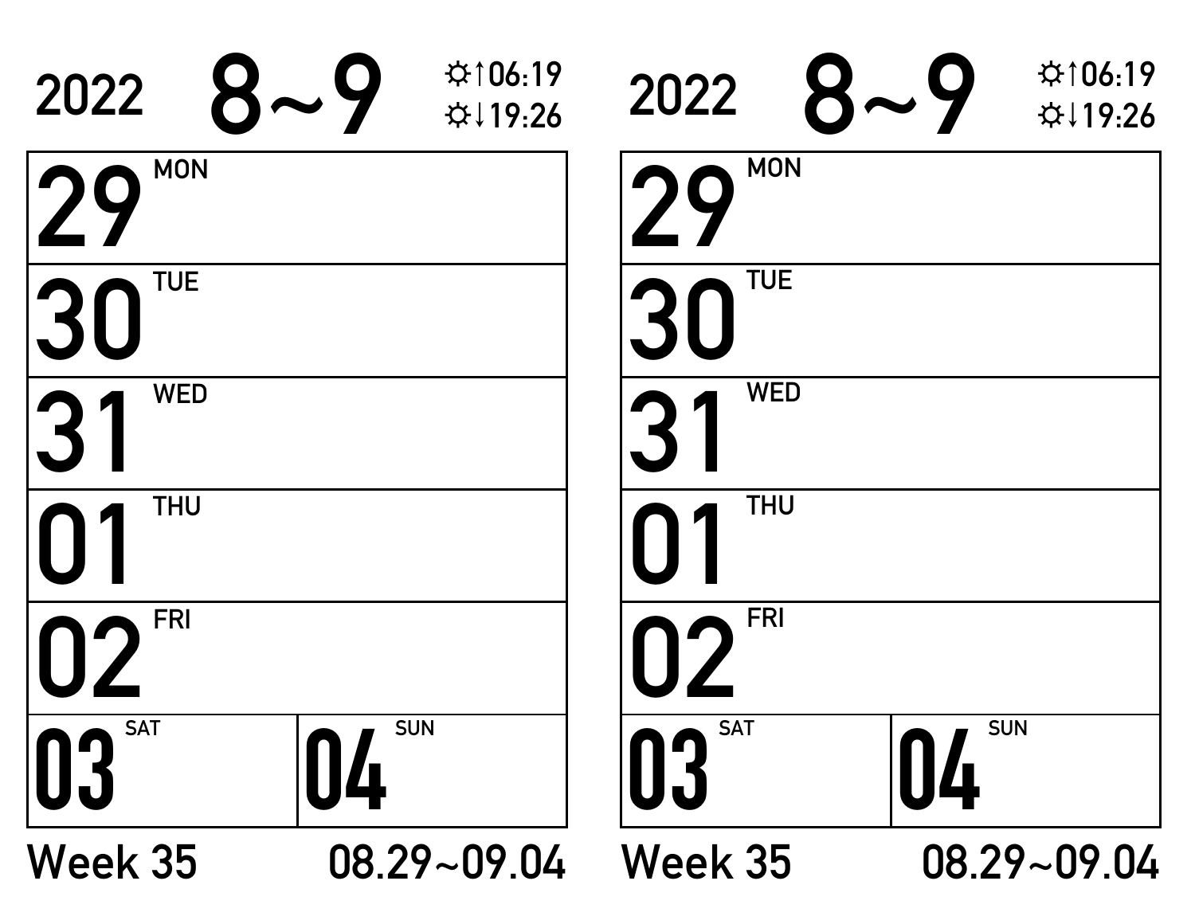2022 **8~9** ☼↑06:19 ☼↓19:26

| | |
|---|---|
| **29** MON | |
| **30** TUE | |
| **31** WED | |
| **01** THU | |
| **02** FRI | |
| **03** SAT | **04** SUN |

Week 35 08.29~09.04

2022 **8~9** ☼↑06:19 ☼↓19:26

| | |
|---|---|
| **29** MON | |
| **30** TUE | |
| **31** WED | |
| **01** THU | |
| **02** FRI | |
| **03** SAT | **04** SUN |

Week 35 08.29~09.04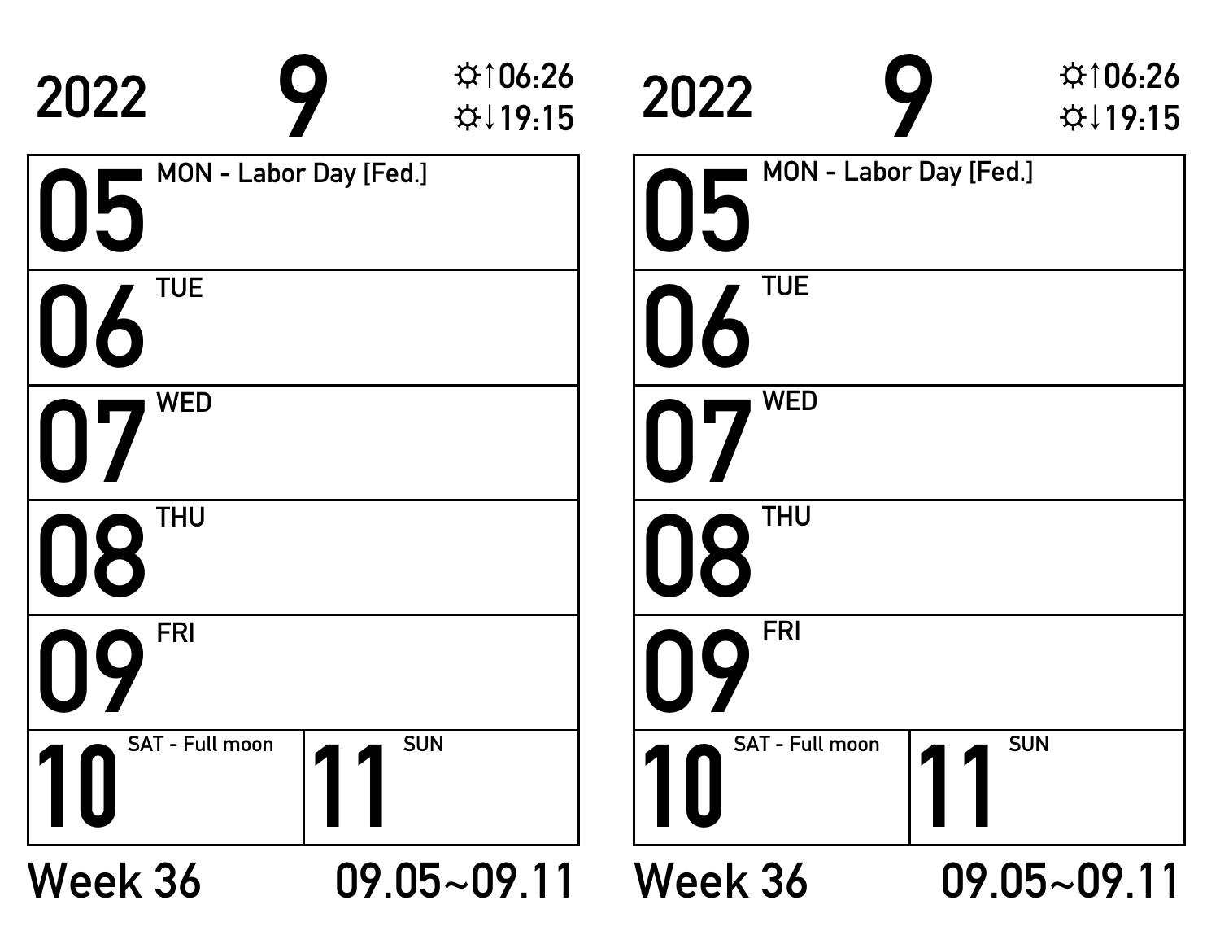2022 **9** ☼↑06:26 ☼↓19:15

| | |
|---|---|
| **05** MON - Labor Day [Fed.] | |
| **06** TUE | |
| **07** WED | |
| **08** THU | |
| **09** FRI | |
| **10** SAT - Full moon | **11** SUN |

Week 36 09.05~09.11

2022 **9** ☼↑06:26 ☼↓19:15

| | |
|---|---|
| **05** MON - Labor Day [Fed.] | |
| **06** TUE | |
| **07** WED | |
| **08** THU | |
| **09** FRI | |
| **10** SAT - Full moon | **11** SUN |

Week 36 09.05~09.11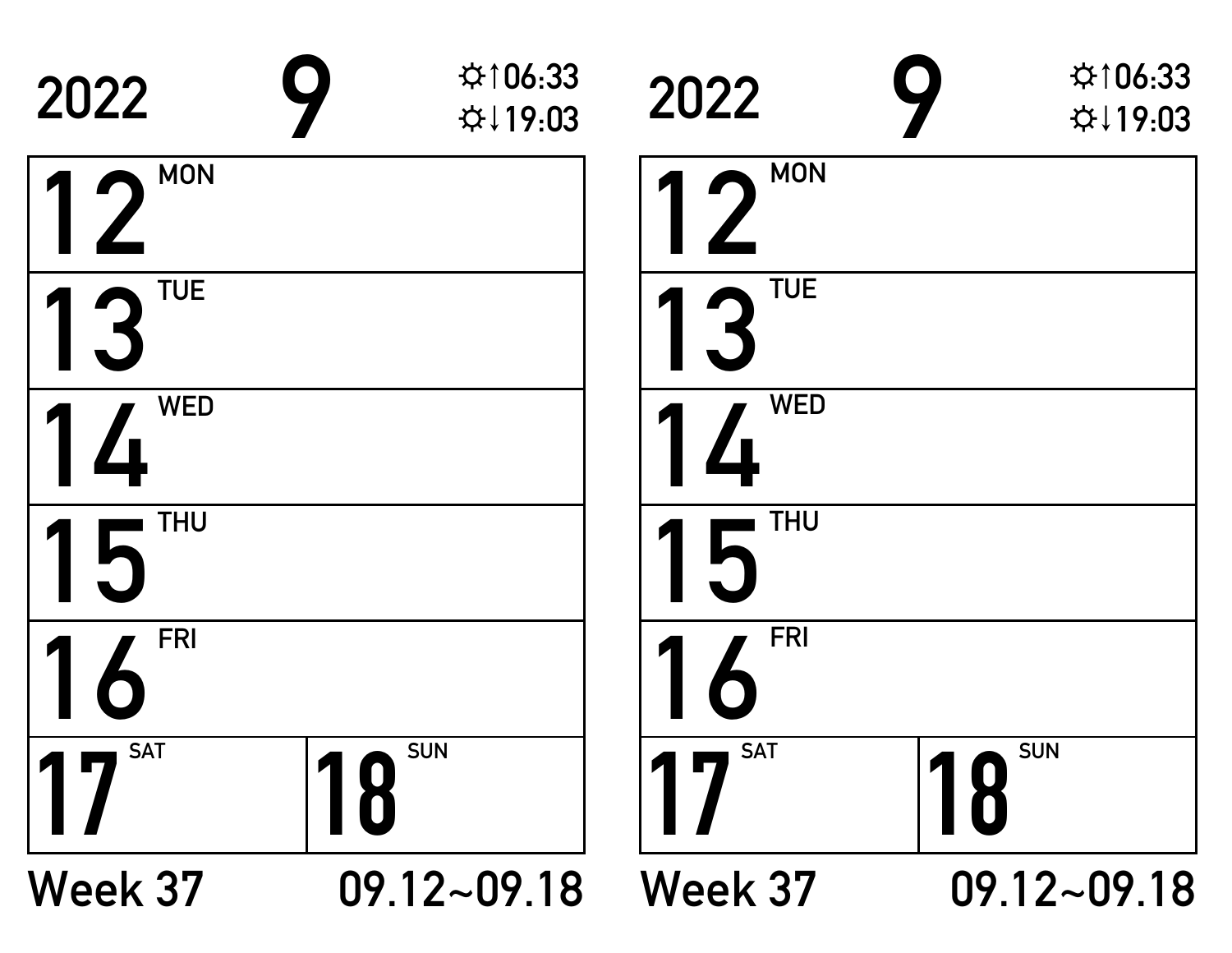2022 **9** ☼↑06:33 ☼↓19:03

| | |
|---|---|
| **12** MON | |
| **13** TUE | |
| **14** WED | |
| **15** THU | |
| **16** FRI | |
| **17** SAT | **18** SUN |

Week 37 09.12~09.18

2022 **9** ☼↑06:33 ☼↓19:03

| | |
|---|---|
| **12** MON | |
| **13** TUE | |
| **14** WED | |
| **15** THU | |
| **16** FRI | |
| **17** SAT | **18** SUN |

Week 37 09.12~09.18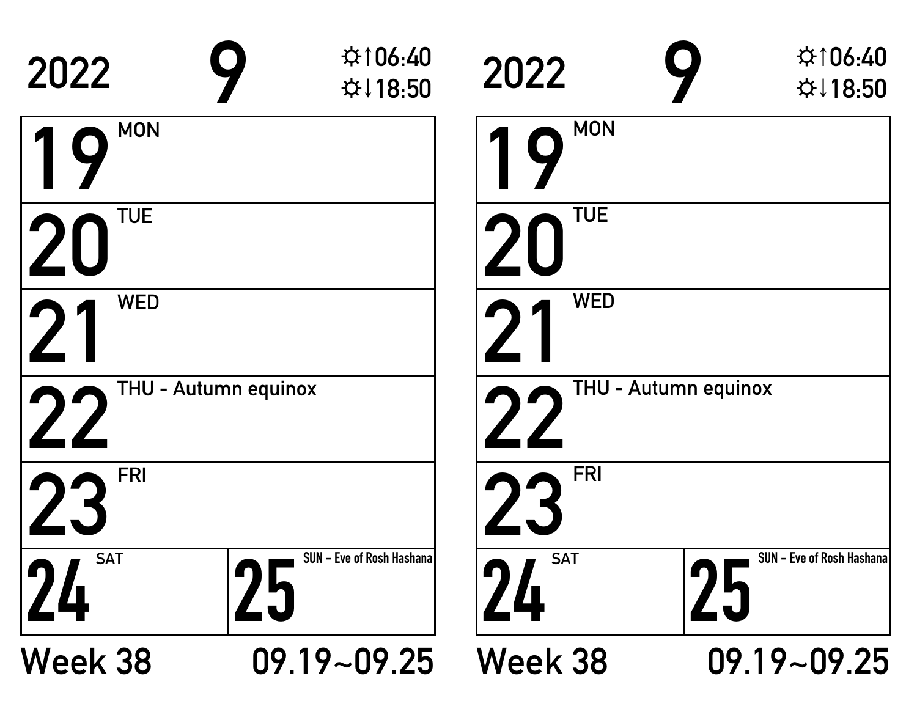2022 **9** ☼↑06:40 ☼↓18:50

| | |
|---|---|
| **19** MON | |
| **20** TUE | |
| **21** WED | |
| **22** THU - Autumn equinox | |
| **23** FRI | |
| **24** SAT | **25** SUN - Eve of Rosh Hashana |

Week 38 09.19~09.25

2022 **9** ☼↑06:40 ☼↓18:50

| | |
|---|---|
| **19** MON | |
| **20** TUE | |
| **21** WED | |
| **22** THU - Autumn equinox | |
| **23** FRI | |
| **24** SAT | **25** SUN - Eve of Rosh Hashana |

Week 38 09.19~09.25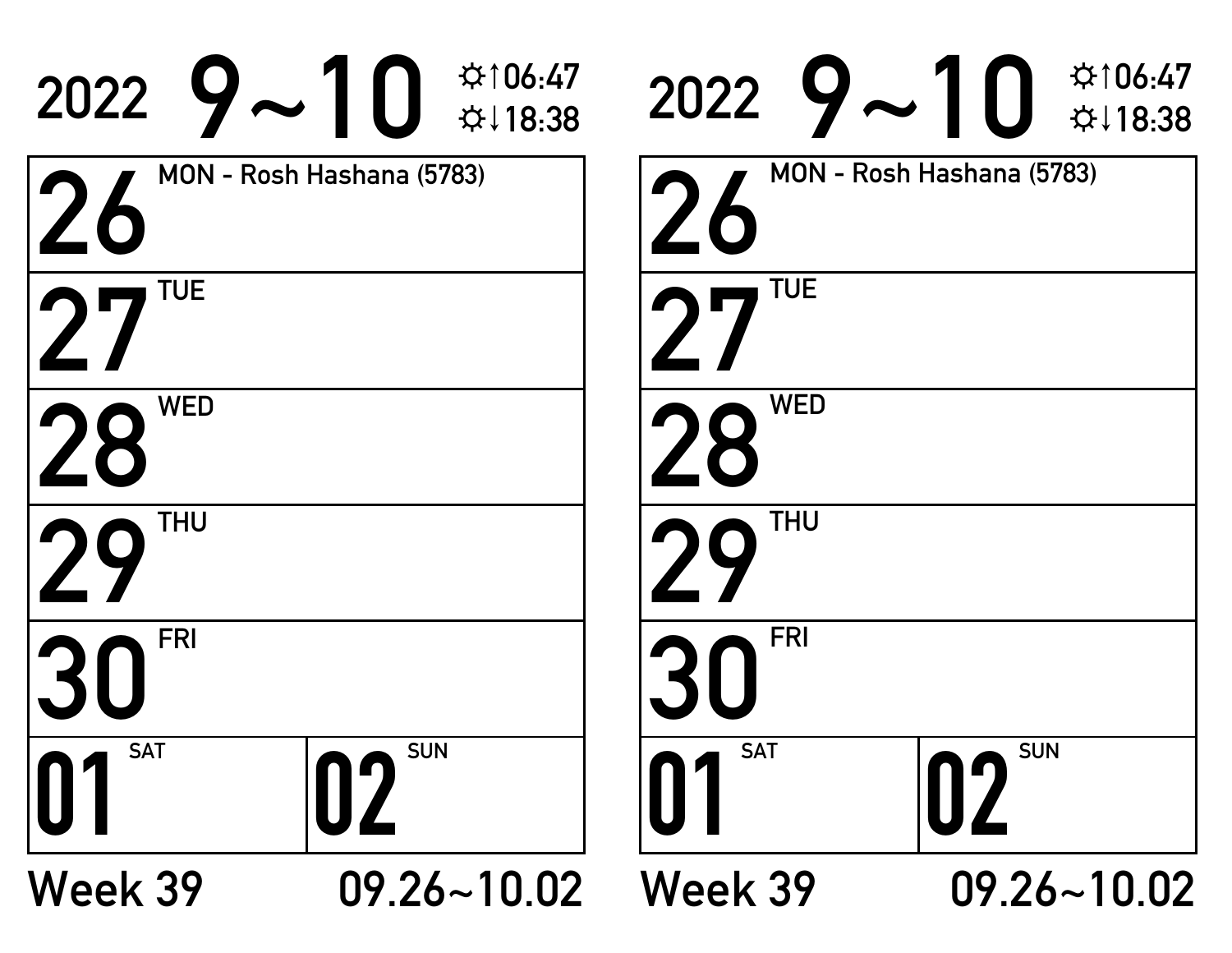2022 **9~10** ☼↑06:47 ☼↓18:38

| | |
|---|---|
| **26** MON - Rosh Hashana (5783) | |
| **27** TUE | |
| **28** WED | |
| **29** THU | |
| **30** FRI | |
| **01** SAT | **02** SUN |

Week 39 09.26~10.02

2022 **9~10** ☼↑06:47 ☼↓18:38

| | |
|---|---|
| **26** MON - Rosh Hashana (5783) | |
| **27** TUE | |
| **28** WED | |
| **29** THU | |
| **30** FRI | |
| **01** SAT | **02** SUN |

Week 39 09.26~10.02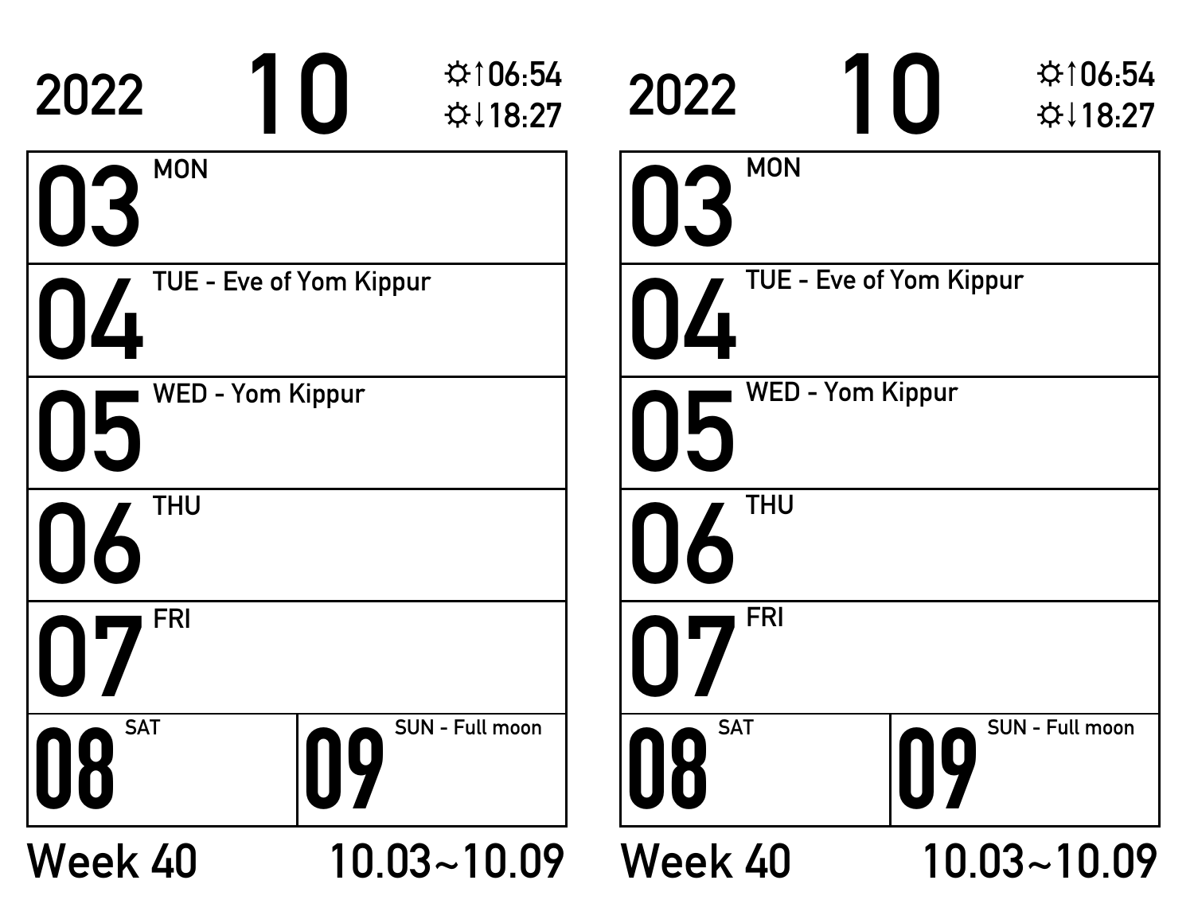2022 **10** ☼↑06:54 ☼↓18:27

| | |
|---|---|
| **03** MON | |
| **04** TUE - Eve of Yom Kippur | |
| **05** WED - Yom Kippur | |
| **06** THU | |
| **07** FRI | |
| **08** SAT | **09** SUN - Full moon |

Week 40 10.03~10.09

2022 **10** ☼↑06:54 ☼↓18:27

| | |
|---|---|
| **03** MON | |
| **04** TUE - Eve of Yom Kippur | |
| **05** WED - Yom Kippur | |
| **06** THU | |
| **07** FRI | |
| **08** SAT | **09** SUN - Full moon |

Week 40 10.03~10.09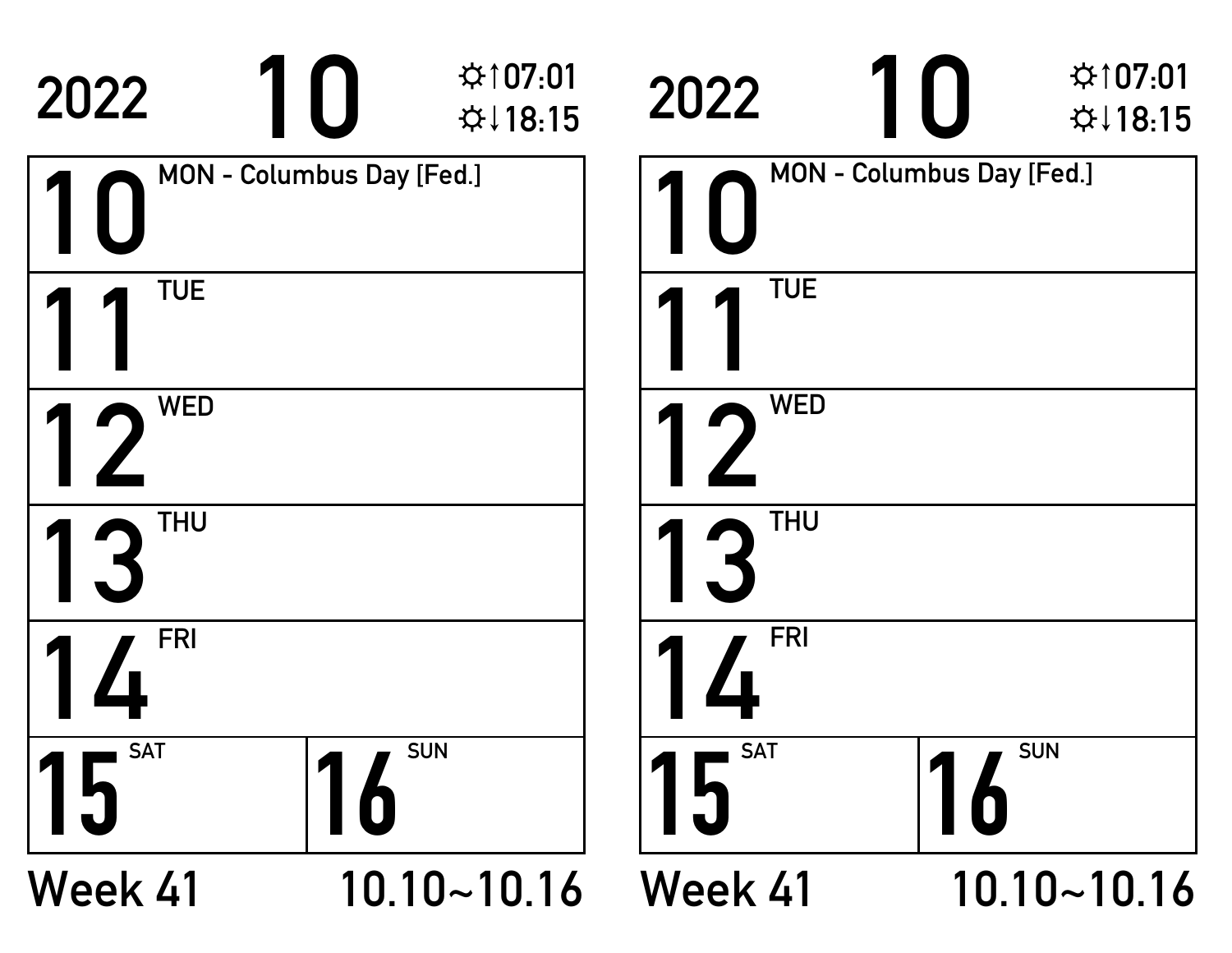2022 **10** ☼↑07:01 ☼↓18:15

| | |
|---|---|
| **10** MON - Columbus Day [Fed.] | |
| **11** TUE | |
| **12** WED | |
| **13** THU | |
| **14** FRI | |
| **15** SAT | **16** SUN |

Week 41 10.10~10.16

2022 **10** ☼↑07:01 ☼↓18:15

| | |
|---|---|
| **10** MON - Columbus Day [Fed.] | |
| **11** TUE | |
| **12** WED | |
| **13** THU | |
| **14** FRI | |
| **15** SAT | **16** SUN |

Week 41 10.10~10.16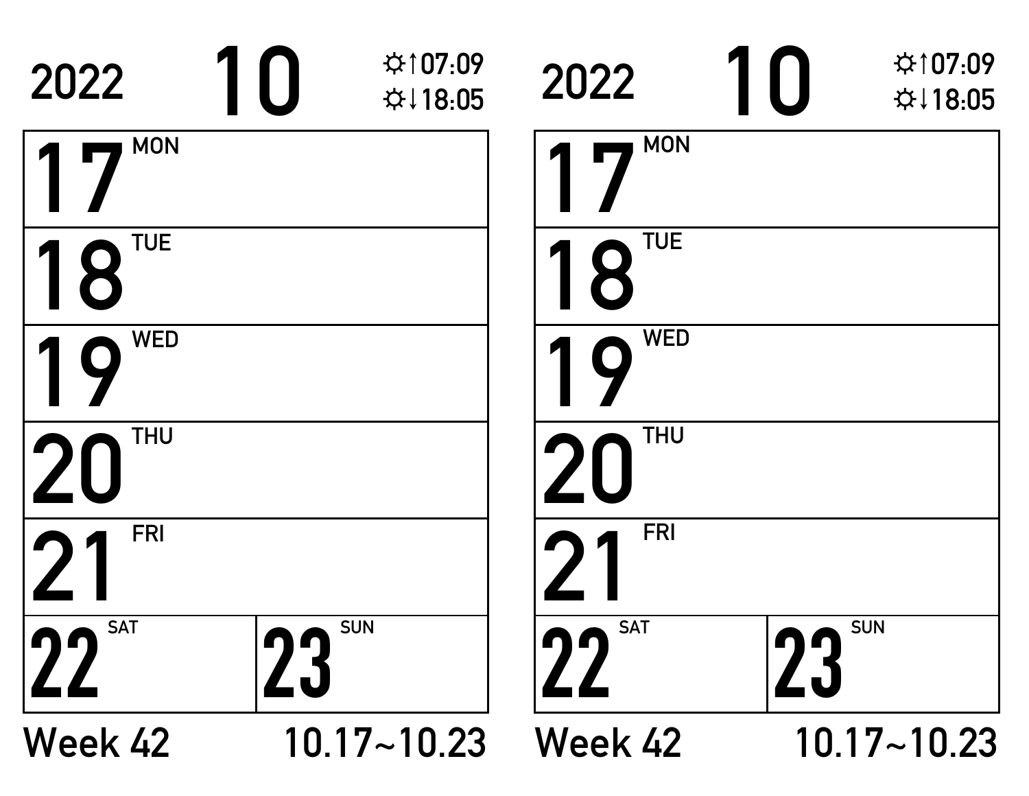2022 **10** ☼↑07:09 ☼↓18:05

| | |
|---|---|
| **17** MON | |
| **18** TUE | |
| **19** WED | |
| **20** THU | |
| **21** FRI | |
| **22** SAT | **23** SUN |

Week 42 10.17~10.23

2022 **10** ☼↑07:09 ☼↓18:05

| | |
|---|---|
| **17** MON | |
| **18** TUE | |
| **19** WED | |
| **20** THU | |
| **21** FRI | |
| **22** SAT | **23** SUN |

Week 42 10.17~10.23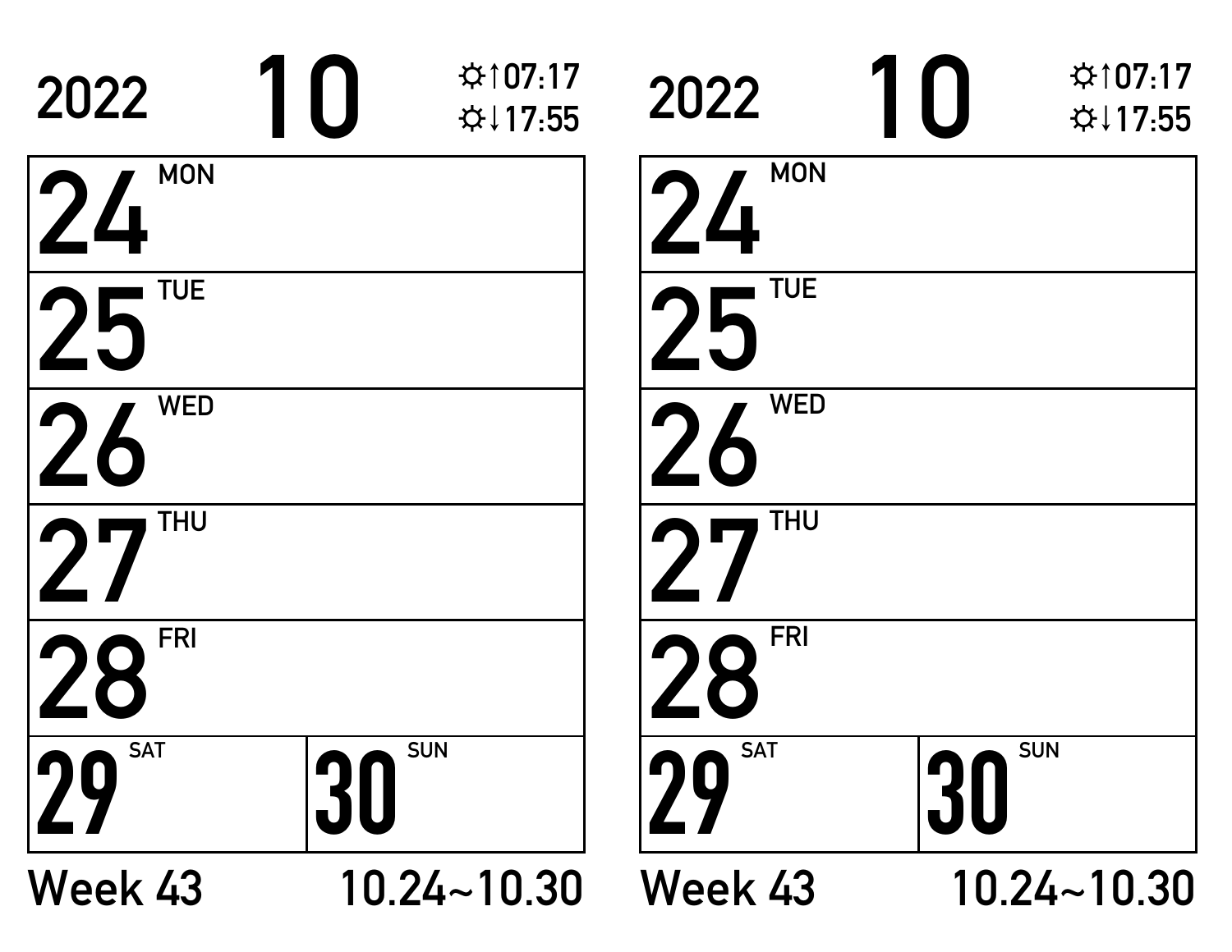2022 **10** ☼↑07:17 ☼↓17:55

| | |
|---|---|
| **24** MON | |
| **25** TUE | |
| **26** WED | |
| **27** THU | |
| **28** FRI | |
| **29** SAT | **30** SUN |

Week 43 10.24~10.30

2022 **10** ☼↑07:17 ☼↓17:55

| | |
|---|---|
| **24** MON | |
| **25** TUE | |
| **26** WED | |
| **27** THU | |
| **28** FRI | |
| **29** SAT | **30** SUN |

Week 43 10.24~10.30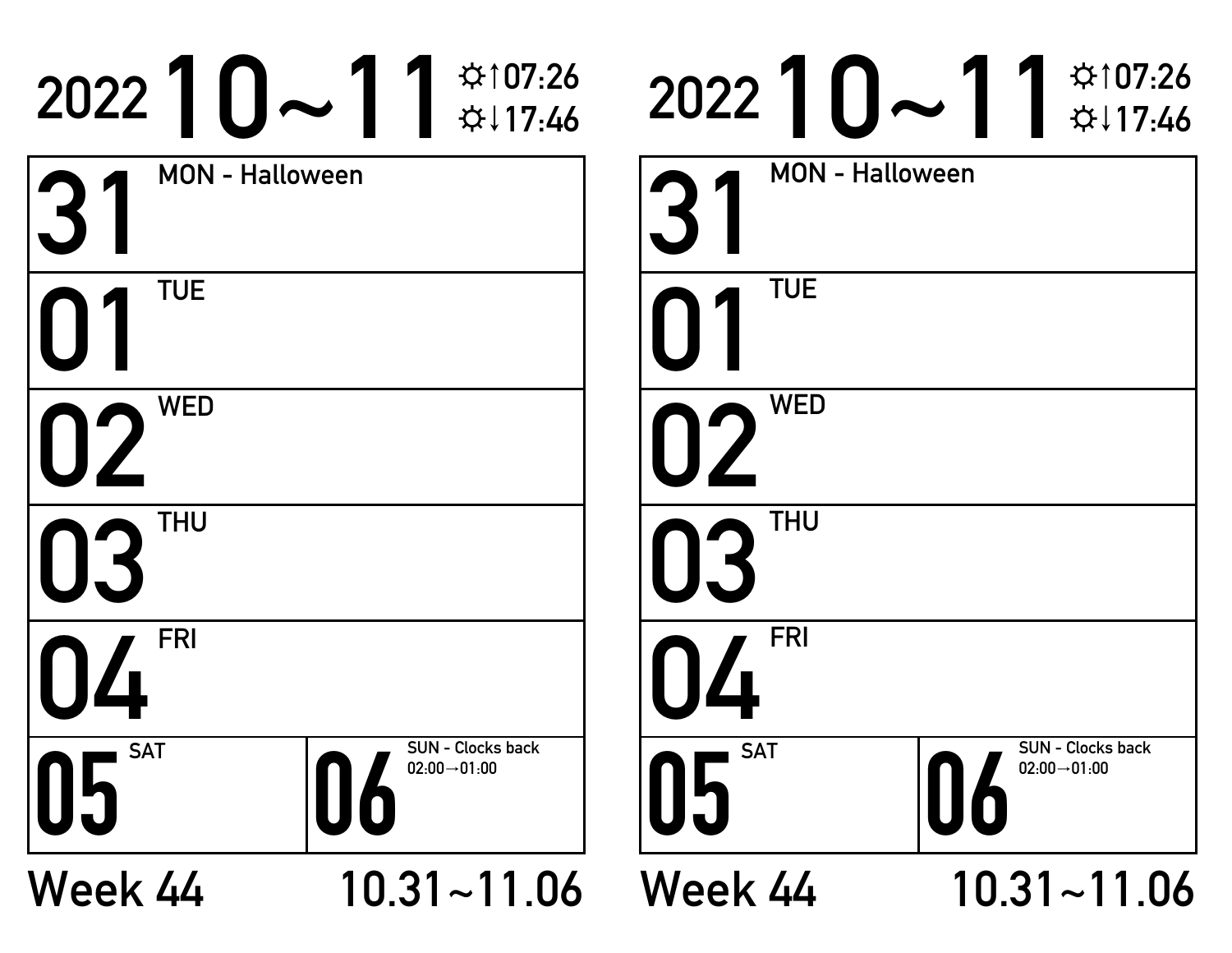# 2022 10~11

☼↑07:26
☼↓17:46

| | |
|---|---|
| **31** MON - Halloween | |
| **01** TUE | |
| **02** WED | |
| **03** THU | |
| **04** FRI | |
| **05** SAT | **06** SUN - Clocks back 02:00→01:00 |

Week 44 10.31~11.06

# 2022 10~11

☼↑07:26
☼↓17:46

| | |
|---|---|
| **31** MON - Halloween | |
| **01** TUE | |
| **02** WED | |
| **03** THU | |
| **04** FRI | |
| **05** SAT | **06** SUN - Clocks back 02:00→01:00 |

Week 44 10.31~11.06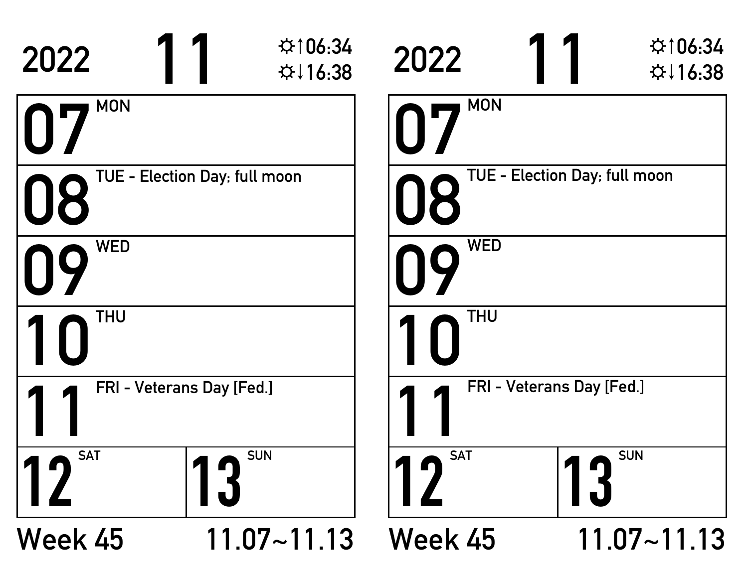2022 **11** ☼↑06:34 ☼↓16:38

| | |
|---|---|
| **07** MON | |
| **08** TUE - Election Day; full moon | |
| **09** WED | |
| **10** THU | |
| **11** FRI - Veterans Day [Fed.] | |
| **12** SAT | **13** SUN |

Week 45 11.07~11.13

2022 **11** ☼↑06:34 ☼↓16:38

| | |
|---|---|
| **07** MON | |
| **08** TUE - Election Day; full moon | |
| **09** WED | |
| **10** THU | |
| **11** FRI - Veterans Day [Fed.] | |
| **12** SAT | **13** SUN |

Week 45 11.07~11.13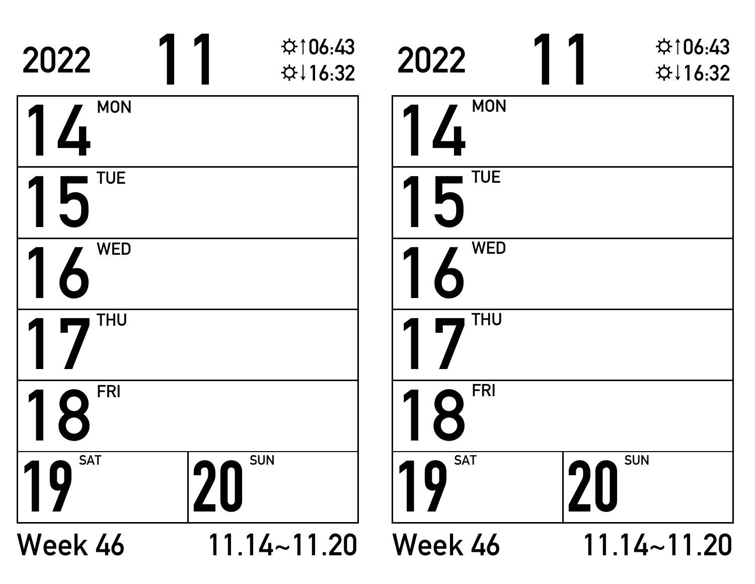2022 **11** ☼↑06:43 ☼↓16:32

| | |
|---|---|
| **14** MON | |
| **15** TUE | |
| **16** WED | |
| **17** THU | |
| **18** FRI | |
| **19** SAT | **20** SUN |

Week 46 11.14~11.20

2022 **11** ☼↑06:43 ☼↓16:32

| | |
|---|---|
| **14** MON | |
| **15** TUE | |
| **16** WED | |
| **17** THU | |
| **18** FRI | |
| **19** SAT | **20** SUN |

Week 46 11.14~11.20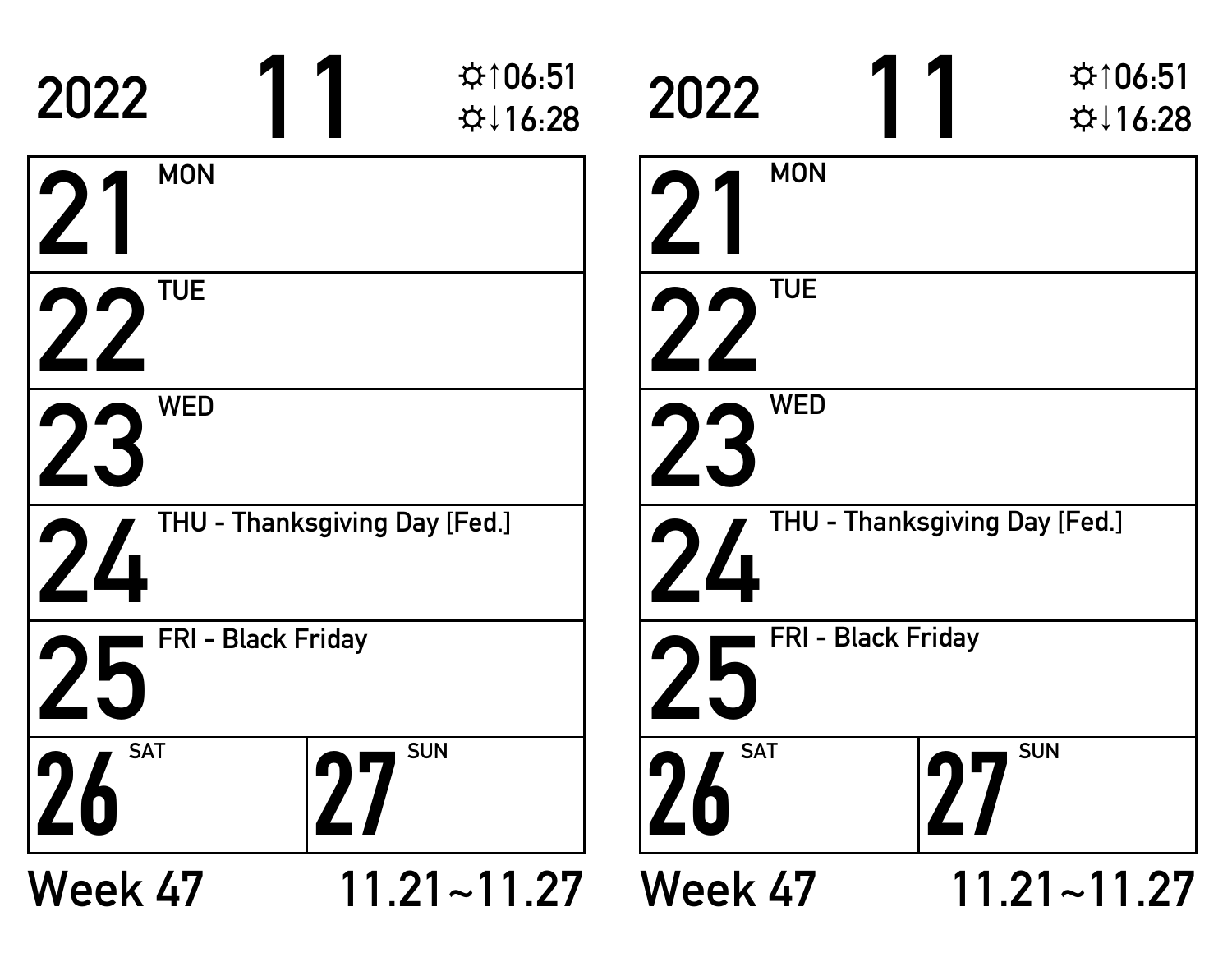2022 **11** ☼↑06:51 ☼↓16:28

| | |
|---|---|
| **21** MON | |
| **22** TUE | |
| **23** WED | |
| **24** THU - Thanksgiving Day [Fed.] | |
| **25** FRI - Black Friday | |
| **26** SAT | **27** SUN |

Week 47 11.21~11.27

2022 **11** ☼↑06:51 ☼↓16:28

| | |
|---|---|
| **21** MON | |
| **22** TUE | |
| **23** WED | |
| **24** THU - Thanksgiving Day [Fed.] | |
| **25** FRI - Black Friday | |
| **26** SAT | **27** SUN |

Week 47 11.21~11.27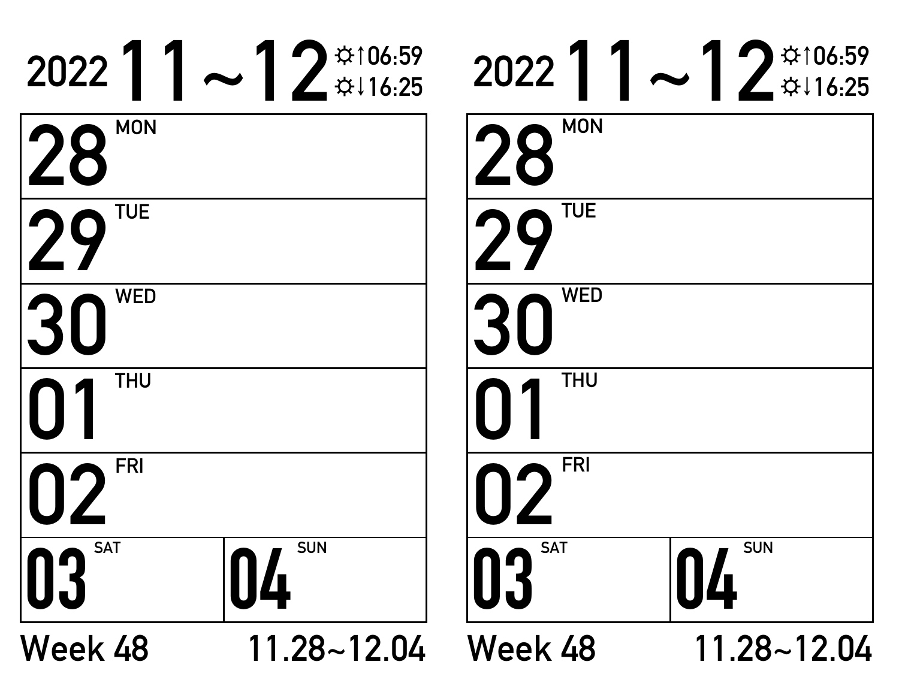2022 **11～12** ☼↑06:59 ☼↓16:25

| |
|---|
| **28** MON |
| **29** TUE |
| **30** WED |
| **01** THU |
| **02** FRI |

| | |
|---|---|
| **03** SAT | **04** SUN |

Week 48 11.28~12.04

2022 **11～12** ☼↑06:59 ☼↓16:25

| |
|---|
| **28** MON |
| **29** TUE |
| **30** WED |
| **01** THU |
| **02** FRI |

| | |
|---|---|
| **03** SAT | **04** SUN |

Week 48 11.28~12.04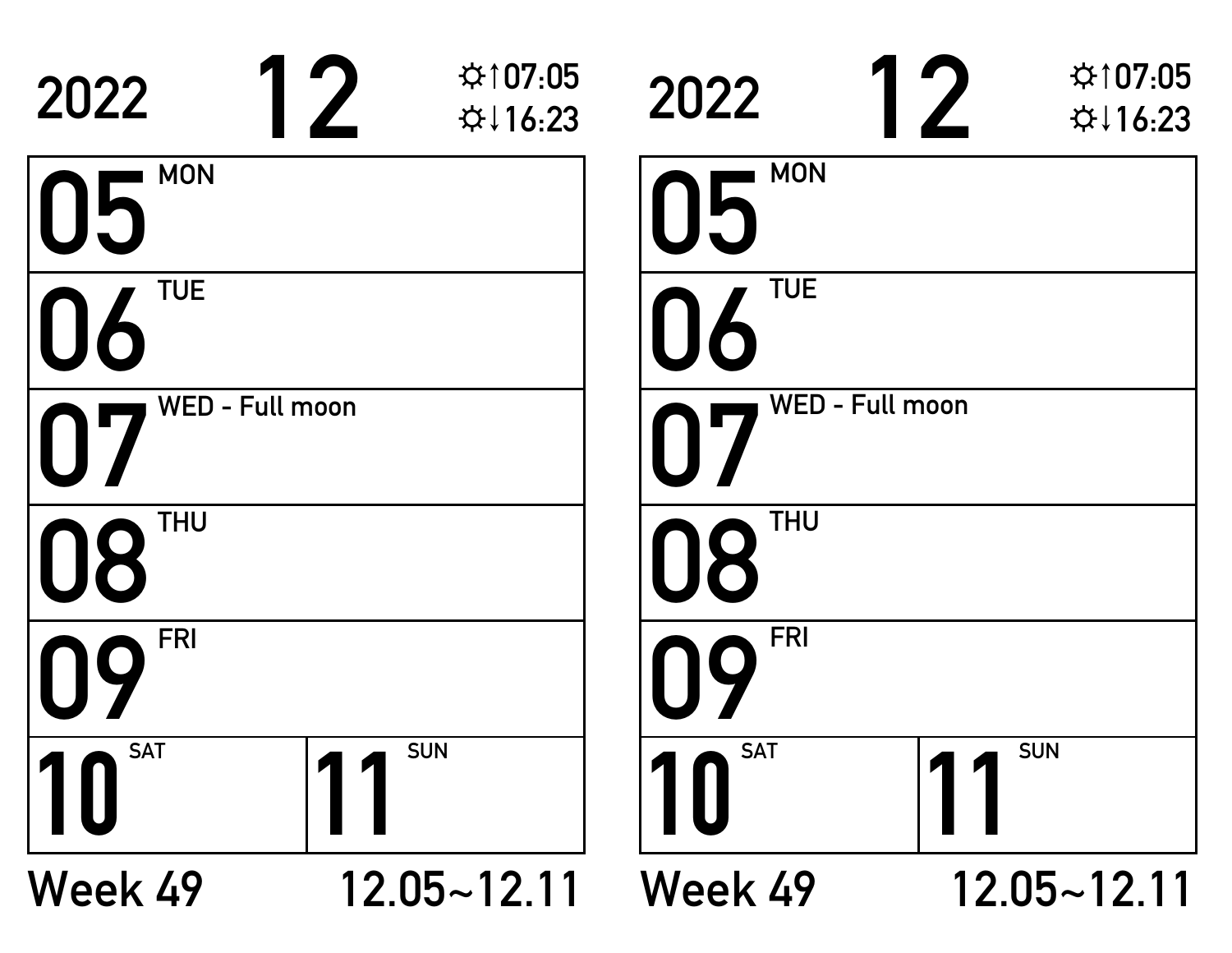2022 **12** ☼↑07:05 ☼↓16:23

| | |
|---|---|
| **05** MON | |
| **06** TUE | |
| **07** WED - Full moon | |
| **08** THU | |
| **09** FRI | |
| **10** SAT | **11** SUN |

Week 49 12.05~12.11

2022 **12** ☼↑07:05 ☼↓16:23

| | |
|---|---|
| **05** MON | |
| **06** TUE | |
| **07** WED - Full moon | |
| **08** THU | |
| **09** FRI | |
| **10** SAT | **11** SUN |

Week 49 12.05~12.11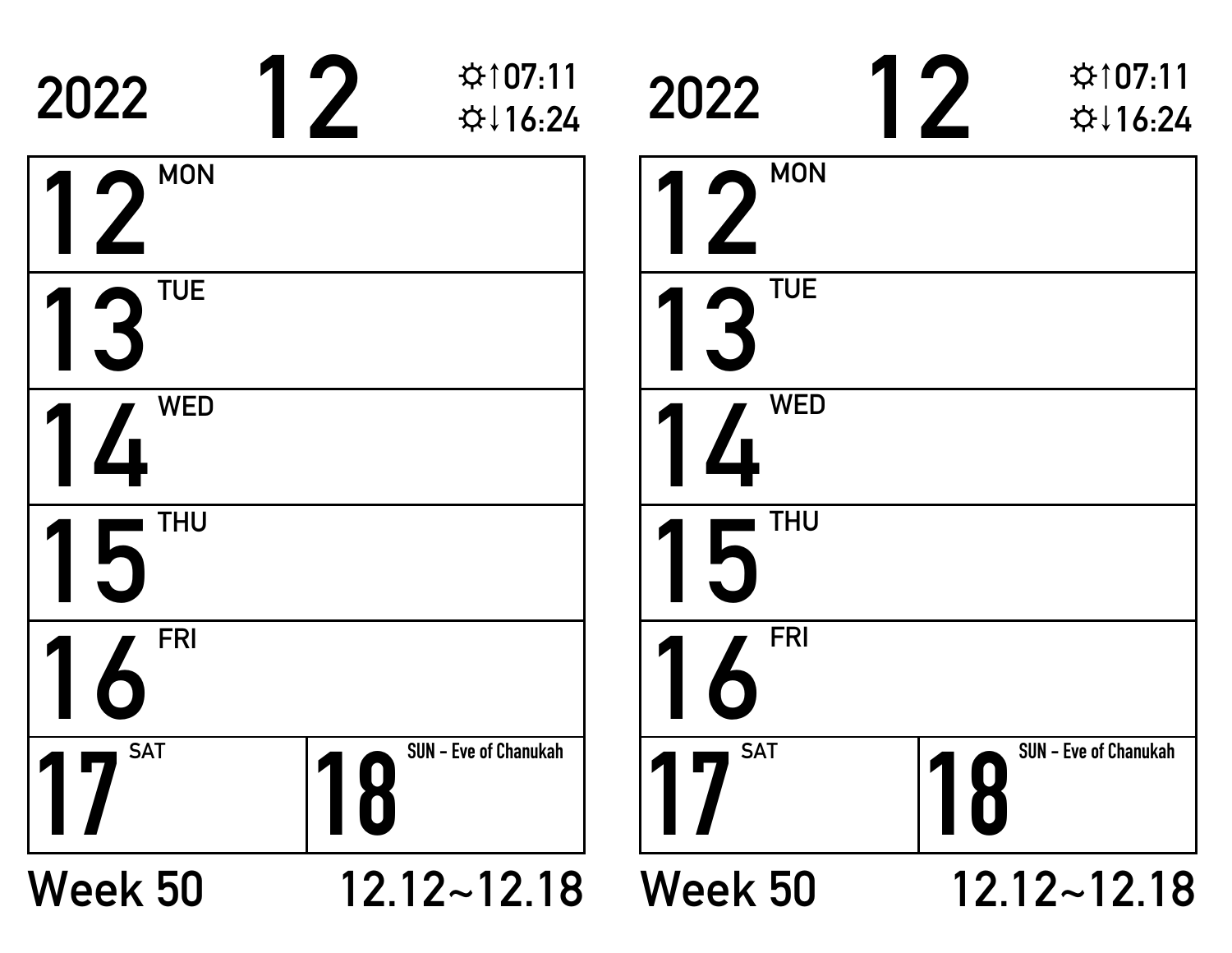2022 **12** ☼↑07:11 ☼↓16:24

| | |
|---|---|
| **12** MON | |
| **13** TUE | |
| **14** WED | |
| **15** THU | |
| **16** FRI | |
| **17** SAT | **18** SUN - Eve of Chanukah |

Week 50 12.12~12.18

2022 **12** ☼↑07:11 ☼↓16:24

| | |
|---|---|
| **12** MON | |
| **13** TUE | |
| **14** WED | |
| **15** THU | |
| **16** FRI | |
| **17** SAT | **18** SUN - Eve of Chanukah |

Week 50 12.12~12.18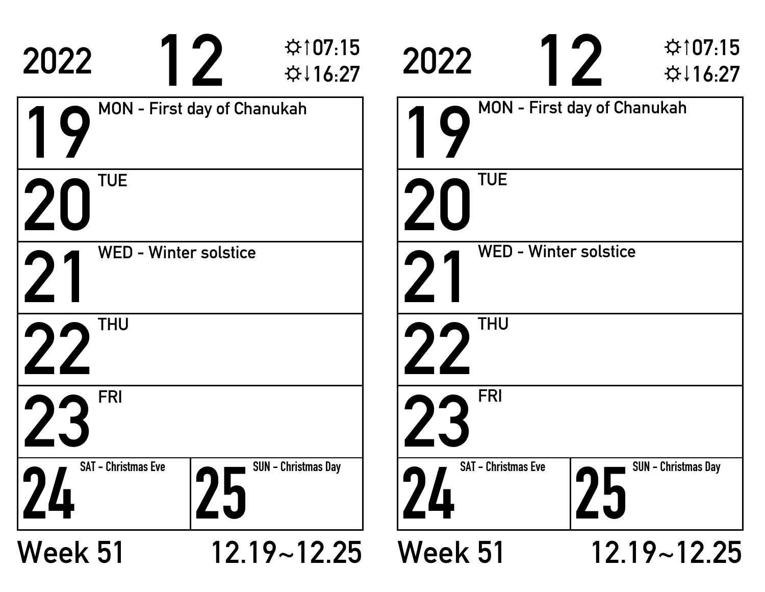2022 **12** ☼↑07:15 ☼↓16:27

| | |
|---|---|
| **19** MON - First day of Chanukah | |
| **20** TUE | |
| **21** WED - Winter solstice | |
| **22** THU | |
| **23** FRI | |
| **24** SAT - Christmas Eve | **25** SUN - Christmas Day |

Week 51 12.19~12.25

2022 **12** ☼↑07:15 ☼↓16:27

| | |
|---|---|
| **19** MON - First day of Chanukah | |
| **20** TUE | |
| **21** WED - Winter solstice | |
| **22** THU | |
| **23** FRI | |
| **24** SAT - Christmas Eve | **25** SUN - Christmas Day |

Week 51 12.19~12.25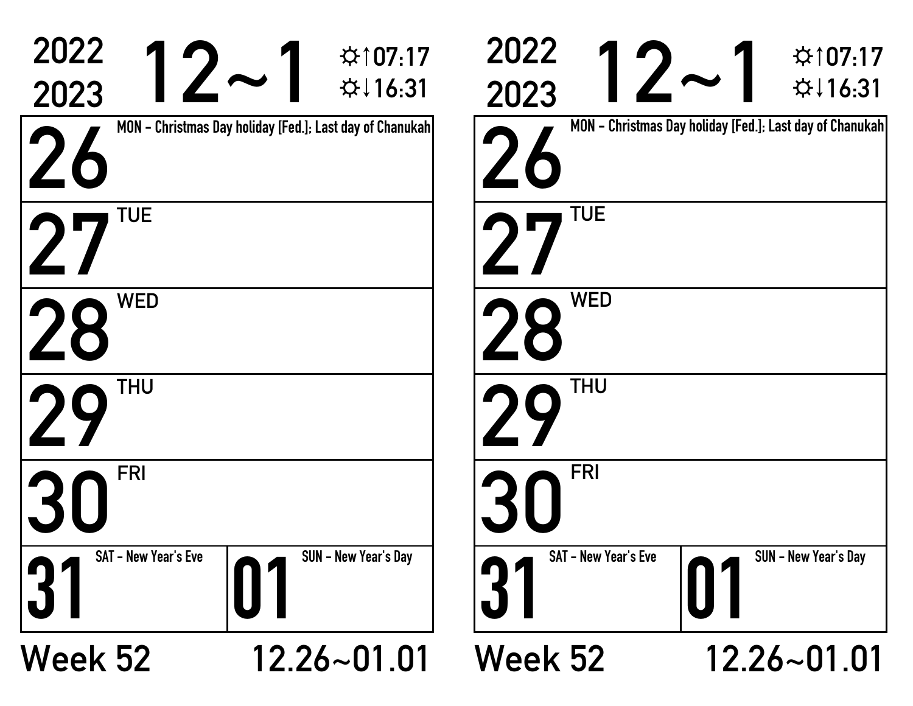2022
2023

# 12~1

☼↑07:17
☼↓16:31

| | |
|---|---|
| **26** MON – Christmas Day holiday [Fed.]; Last day of Chanukah | |
| **27** TUE | |
| **28** WED | |
| **29** THU | |
| **30** FRI | |
| **31** SAT – New Year's Eve | **01** SUN – New Year's Day |

Week 52 12.26~01.01

2022
2023

# 12~1

☼↑07:17
☼↓16:31

| | |
|---|---|
| **26** MON – Christmas Day holiday [Fed.]; Last day of Chanukah | |
| **27** TUE | |
| **28** WED | |
| **29** THU | |
| **30** FRI | |
| **31** SAT – New Year's Eve | **01** SUN – New Year's Day |

Week 52 12.26~01.01